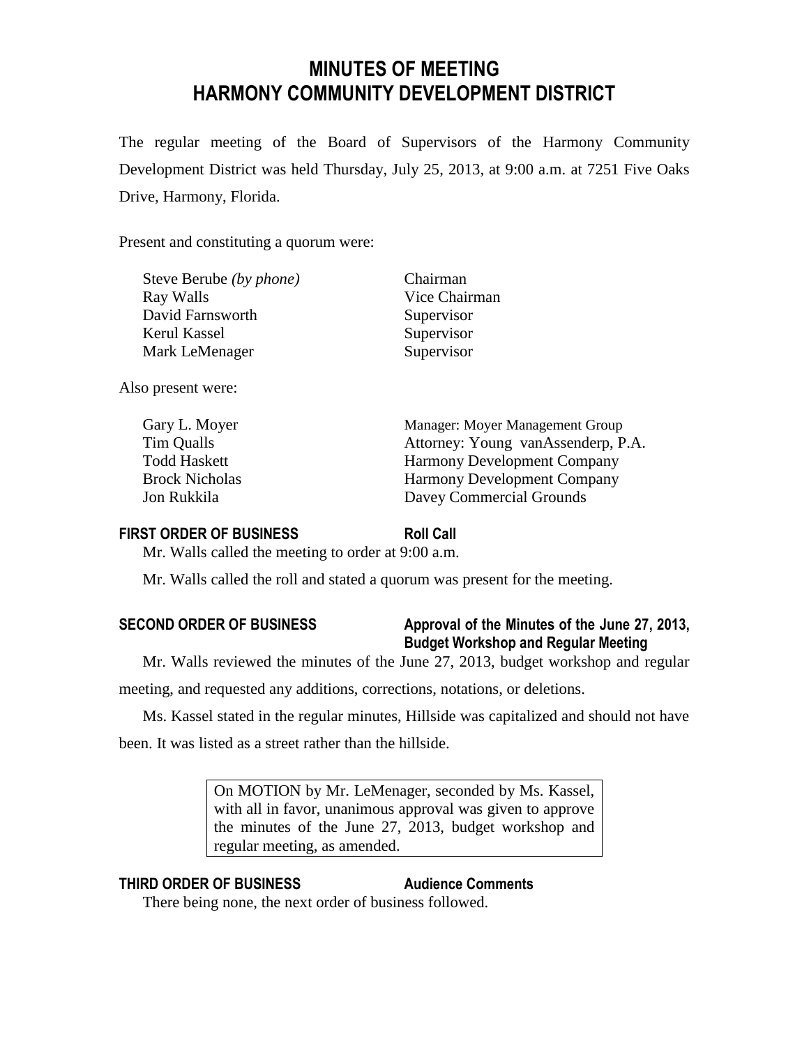# MINUTES OF MEETING
# HARMONY COMMUNITY DEVELOPMENT DISTRICT

The regular meeting of the Board of Supervisors of the Harmony Community Development District was held Thursday, July 25, 2013, at 9:00 a.m. at 7251 Five Oaks Drive, Harmony, Florida.

Present and constituting a quorum were:

| | |
|---|---|
| Steve Berube *(by phone)* | Chairman |
| Ray Walls | Vice Chairman |
| David Farnsworth | Supervisor |
| Kerul Kassel | Supervisor |
| Mark LeMenager | Supervisor |

Also present were:

| | |
|---|---|
| Gary L. Moyer | Manager: Moyer Management Group |
| Tim Qualls | Attorney: Young vanAssenderp, P.A. |
| Todd Haskett | Harmony Development Company |
| Brock Nicholas | Harmony Development Company |
| Jon Rukkila | Davey Commercial Grounds |

**FIRST ORDER OF BUSINESS** **Roll Call**

Mr. Walls called the meeting to order at 9:00 a.m.

Mr. Walls called the roll and stated a quorum was present for the meeting.

**SECOND ORDER OF BUSINESS** **Approval of the Minutes of the June 27, 2013, Budget Workshop and Regular Meeting**

Mr. Walls reviewed the minutes of the June 27, 2013, budget workshop and regular meeting, and requested any additions, corrections, notations, or deletions.

Ms. Kassel stated in the regular minutes, Hillside was capitalized and should not have been. It was listed as a street rather than the hillside.

> On MOTION by Mr. LeMenager, seconded by Ms. Kassel, with all in favor, unanimous approval was given to approve the minutes of the June 27, 2013, budget workshop and regular meeting, as amended.

**THIRD ORDER OF BUSINESS** **Audience Comments**

There being none, the next order of business followed.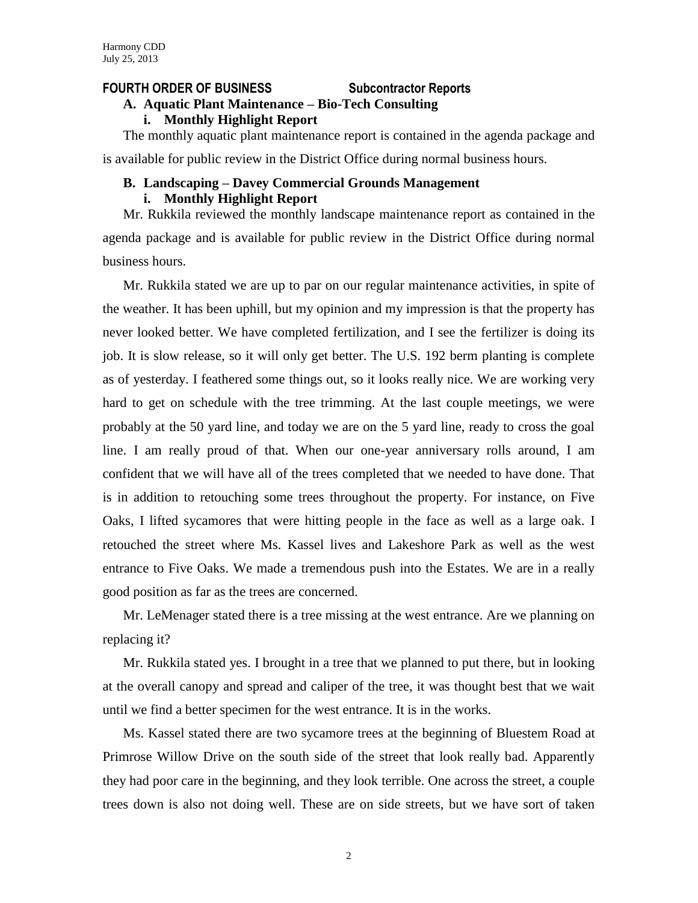## FOURTH ORDER OF BUSINESS Subcontractor Reports

### A. Aquatic Plant Maintenance – Bio-Tech Consulting

#### i. Monthly Highlight Report

The monthly aquatic plant maintenance report is contained in the agenda package and is available for public review in the District Office during normal business hours.

### B. Landscaping – Davey Commercial Grounds Management

#### i. Monthly Highlight Report

Mr. Rukkila reviewed the monthly landscape maintenance report as contained in the agenda package and is available for public review in the District Office during normal business hours.

Mr. Rukkila stated we are up to par on our regular maintenance activities, in spite of the weather. It has been uphill, but my opinion and my impression is that the property has never looked better. We have completed fertilization, and I see the fertilizer is doing its job. It is slow release, so it will only get better. The U.S. 192 berm planting is complete as of yesterday. I feathered some things out, so it looks really nice. We are working very hard to get on schedule with the tree trimming. At the last couple meetings, we were probably at the 50 yard line, and today we are on the 5 yard line, ready to cross the goal line. I am really proud of that. When our one-year anniversary rolls around, I am confident that we will have all of the trees completed that we needed to have done. That is in addition to retouching some trees throughout the property. For instance, on Five Oaks, I lifted sycamores that were hitting people in the face as well as a large oak. I retouched the street where Ms. Kassel lives and Lakeshore Park as well as the west entrance to Five Oaks. We made a tremendous push into the Estates. We are in a really good position as far as the trees are concerned.

Mr. LeMenager stated there is a tree missing at the west entrance. Are we planning on replacing it?

Mr. Rukkila stated yes. I brought in a tree that we planned to put there, but in looking at the overall canopy and spread and caliper of the tree, it was thought best that we wait until we find a better specimen for the west entrance. It is in the works.

Ms. Kassel stated there are two sycamore trees at the beginning of Bluestem Road at Primrose Willow Drive on the south side of the street that look really bad. Apparently they had poor care in the beginning, and they look terrible. One across the street, a couple trees down is also not doing well. These are on side streets, but we have sort of taken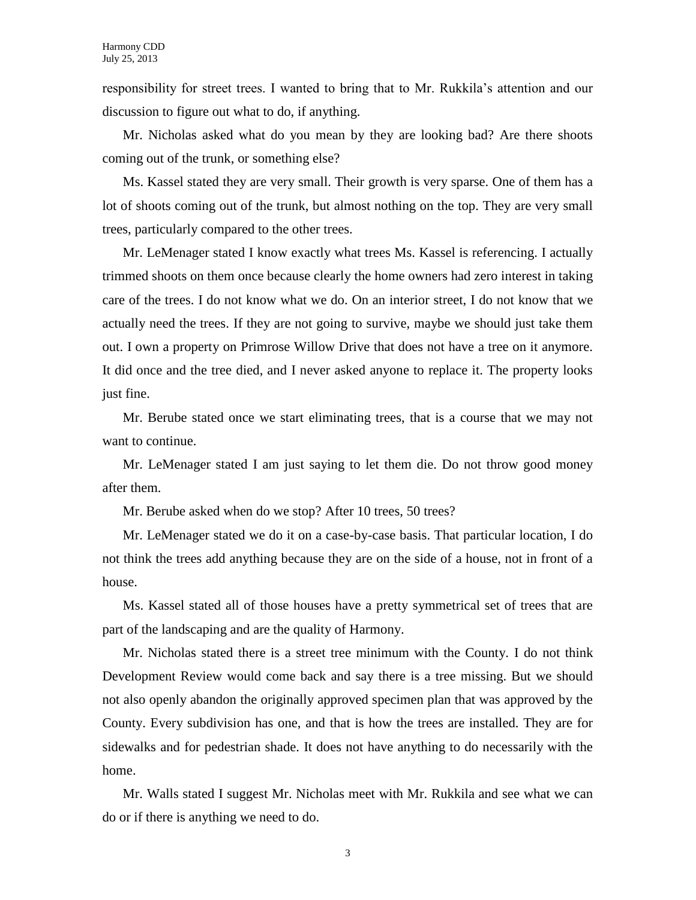responsibility for street trees. I wanted to bring that to Mr. Rukkila's attention and our discussion to figure out what to do, if anything.

Mr. Nicholas asked what do you mean by they are looking bad? Are there shoots coming out of the trunk, or something else?

Ms. Kassel stated they are very small. Their growth is very sparse. One of them has a lot of shoots coming out of the trunk, but almost nothing on the top. They are very small trees, particularly compared to the other trees.

Mr. LeMenager stated I know exactly what trees Ms. Kassel is referencing. I actually trimmed shoots on them once because clearly the home owners had zero interest in taking care of the trees. I do not know what we do. On an interior street, I do not know that we actually need the trees. If they are not going to survive, maybe we should just take them out. I own a property on Primrose Willow Drive that does not have a tree on it anymore. It did once and the tree died, and I never asked anyone to replace it. The property looks just fine.

Mr. Berube stated once we start eliminating trees, that is a course that we may not want to continue.

Mr. LeMenager stated I am just saying to let them die. Do not throw good money after them.

Mr. Berube asked when do we stop? After 10 trees, 50 trees?

Mr. LeMenager stated we do it on a case-by-case basis. That particular location, I do not think the trees add anything because they are on the side of a house, not in front of a house.

Ms. Kassel stated all of those houses have a pretty symmetrical set of trees that are part of the landscaping and are the quality of Harmony.

Mr. Nicholas stated there is a street tree minimum with the County. I do not think Development Review would come back and say there is a tree missing. But we should not also openly abandon the originally approved specimen plan that was approved by the County. Every subdivision has one, and that is how the trees are installed. They are for sidewalks and for pedestrian shade. It does not have anything to do necessarily with the home.

Mr. Walls stated I suggest Mr. Nicholas meet with Mr. Rukkila and see what we can do or if there is anything we need to do.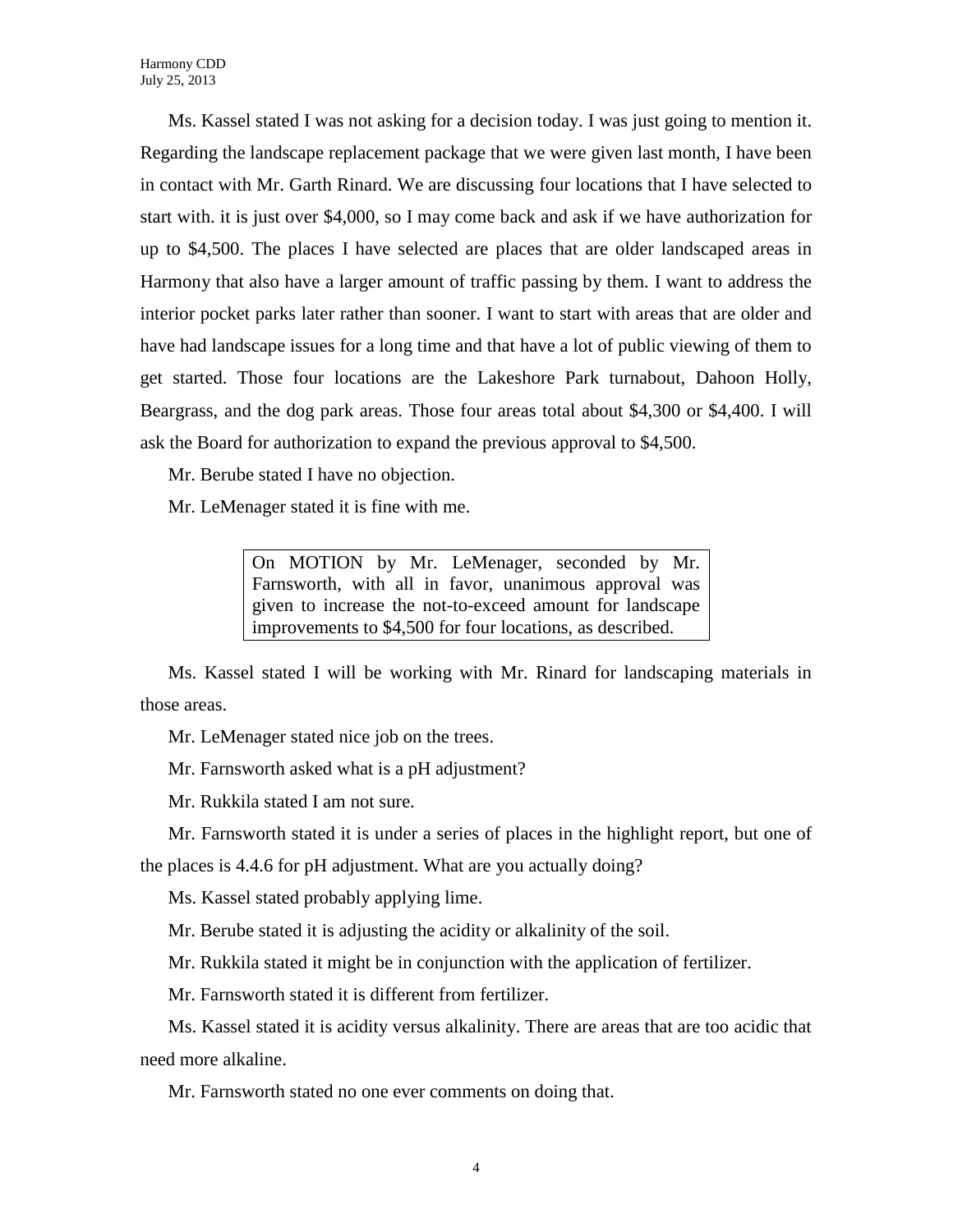Ms. Kassel stated I was not asking for a decision today. I was just going to mention it. Regarding the landscape replacement package that we were given last month, I have been in contact with Mr. Garth Rinard. We are discussing four locations that I have selected to start with. it is just over $4,000, so I may come back and ask if we have authorization for up to $4,500. The places I have selected are places that are older landscaped areas in Harmony that also have a larger amount of traffic passing by them. I want to address the interior pocket parks later rather than sooner. I want to start with areas that are older and have had landscape issues for a long time and that have a lot of public viewing of them to get started. Those four locations are the Lakeshore Park turnabout, Dahoon Holly, Beargrass, and the dog park areas. Those four areas total about $4,300 or $4,400. I will ask the Board for authorization to expand the previous approval to $4,500.

Mr. Berube stated I have no objection.

Mr. LeMenager stated it is fine with me.

> On MOTION by Mr. LeMenager, seconded by Mr. Farnsworth, with all in favor, unanimous approval was given to increase the not-to-exceed amount for landscape improvements to $4,500 for four locations, as described.

Ms. Kassel stated I will be working with Mr. Rinard for landscaping materials in those areas.

Mr. LeMenager stated nice job on the trees.

Mr. Farnsworth asked what is a pH adjustment?

Mr. Rukkila stated I am not sure.

Mr. Farnsworth stated it is under a series of places in the highlight report, but one of the places is 4.4.6 for pH adjustment. What are you actually doing?

Ms. Kassel stated probably applying lime.

Mr. Berube stated it is adjusting the acidity or alkalinity of the soil.

Mr. Rukkila stated it might be in conjunction with the application of fertilizer.

Mr. Farnsworth stated it is different from fertilizer.

Ms. Kassel stated it is acidity versus alkalinity. There are areas that are too acidic that need more alkaline.

Mr. Farnsworth stated no one ever comments on doing that.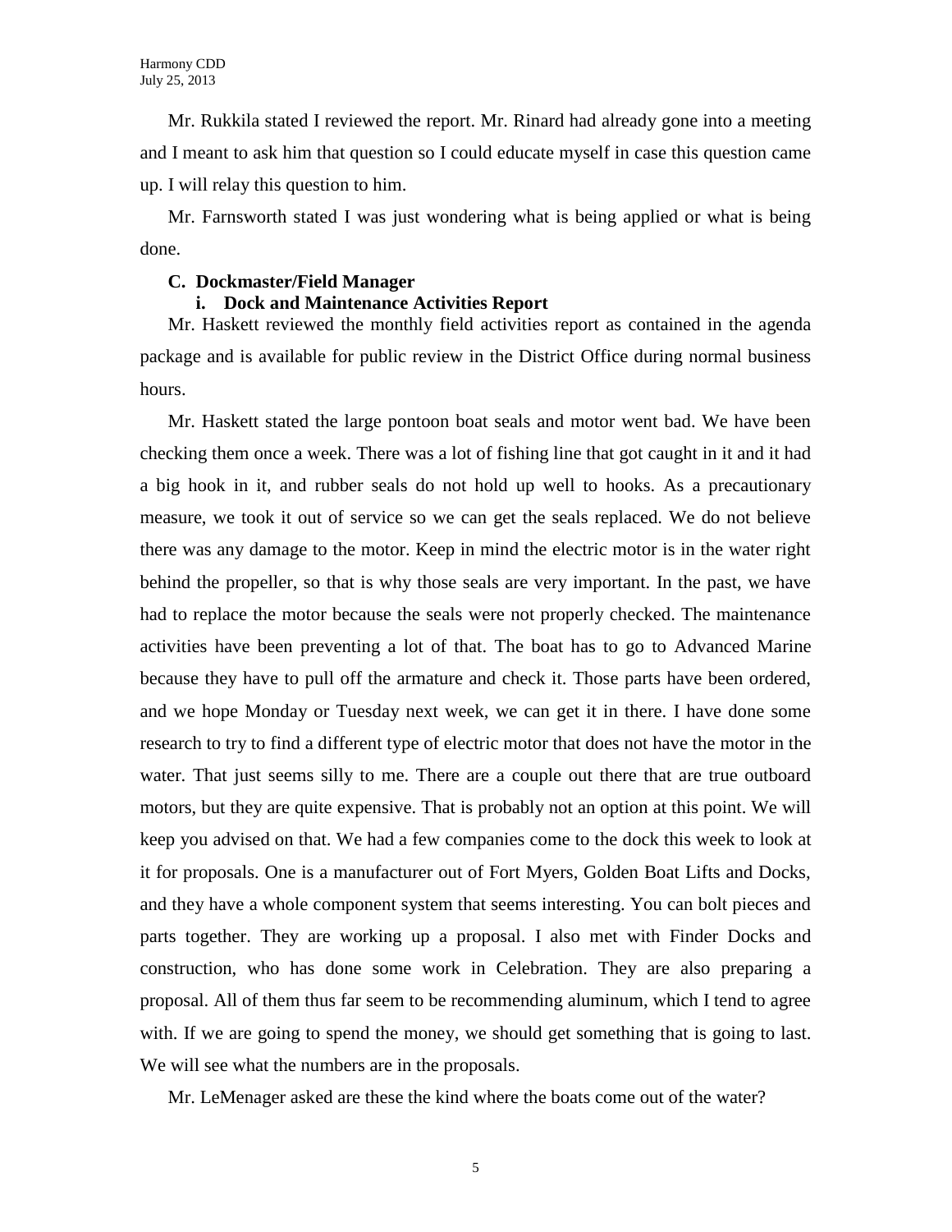Mr. Rukkila stated I reviewed the report. Mr. Rinard had already gone into a meeting and I meant to ask him that question so I could educate myself in case this question came up. I will relay this question to him.

Mr. Farnsworth stated I was just wondering what is being applied or what is being done.

**C. Dockmaster/Field Manager**

**i. Dock and Maintenance Activities Report**

Mr. Haskett reviewed the monthly field activities report as contained in the agenda package and is available for public review in the District Office during normal business hours.

Mr. Haskett stated the large pontoon boat seals and motor went bad. We have been checking them once a week. There was a lot of fishing line that got caught in it and it had a big hook in it, and rubber seals do not hold up well to hooks. As a precautionary measure, we took it out of service so we can get the seals replaced. We do not believe there was any damage to the motor. Keep in mind the electric motor is in the water right behind the propeller, so that is why those seals are very important. In the past, we have had to replace the motor because the seals were not properly checked. The maintenance activities have been preventing a lot of that. The boat has to go to Advanced Marine because they have to pull off the armature and check it. Those parts have been ordered, and we hope Monday or Tuesday next week, we can get it in there. I have done some research to try to find a different type of electric motor that does not have the motor in the water. That just seems silly to me. There are a couple out there that are true outboard motors, but they are quite expensive. That is probably not an option at this point. We will keep you advised on that. We had a few companies come to the dock this week to look at it for proposals. One is a manufacturer out of Fort Myers, Golden Boat Lifts and Docks, and they have a whole component system that seems interesting. You can bolt pieces and parts together. They are working up a proposal. I also met with Finder Docks and construction, who has done some work in Celebration. They are also preparing a proposal. All of them thus far seem to be recommending aluminum, which I tend to agree with. If we are going to spend the money, we should get something that is going to last. We will see what the numbers are in the proposals.

Mr. LeMenager asked are these the kind where the boats come out of the water?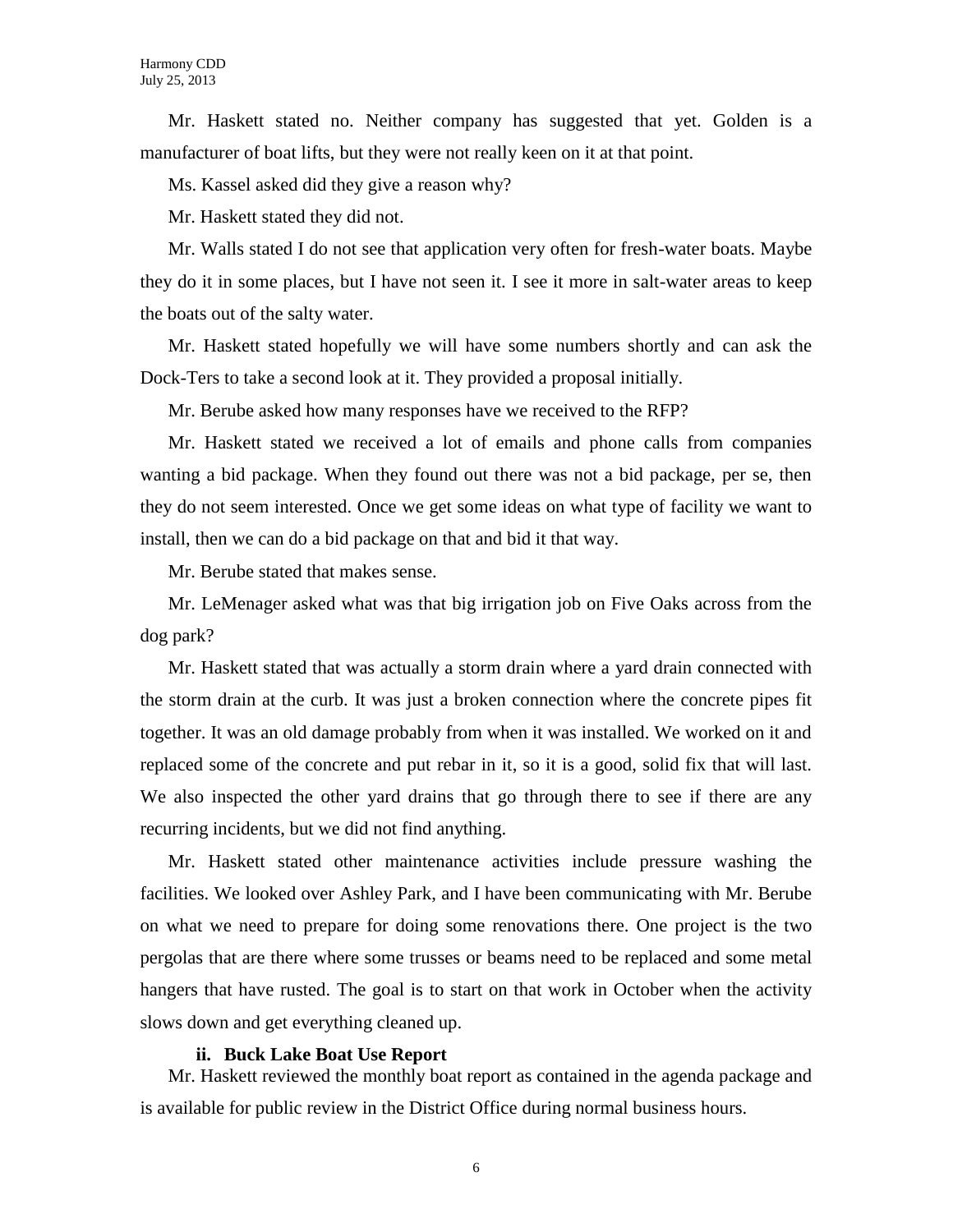Mr. Haskett stated no. Neither company has suggested that yet. Golden is a manufacturer of boat lifts, but they were not really keen on it at that point.

Ms. Kassel asked did they give a reason why?

Mr. Haskett stated they did not.

Mr. Walls stated I do not see that application very often for fresh-water boats. Maybe they do it in some places, but I have not seen it. I see it more in salt-water areas to keep the boats out of the salty water.

Mr. Haskett stated hopefully we will have some numbers shortly and can ask the Dock-Ters to take a second look at it. They provided a proposal initially.

Mr. Berube asked how many responses have we received to the RFP?

Mr. Haskett stated we received a lot of emails and phone calls from companies wanting a bid package. When they found out there was not a bid package, per se, then they do not seem interested. Once we get some ideas on what type of facility we want to install, then we can do a bid package on that and bid it that way.

Mr. Berube stated that makes sense.

Mr. LeMenager asked what was that big irrigation job on Five Oaks across from the dog park?

Mr. Haskett stated that was actually a storm drain where a yard drain connected with the storm drain at the curb. It was just a broken connection where the concrete pipes fit together. It was an old damage probably from when it was installed. We worked on it and replaced some of the concrete and put rebar in it, so it is a good, solid fix that will last. We also inspected the other yard drains that go through there to see if there are any recurring incidents, but we did not find anything.

Mr. Haskett stated other maintenance activities include pressure washing the facilities. We looked over Ashley Park, and I have been communicating with Mr. Berube on what we need to prepare for doing some renovations there. One project is the two pergolas that are there where some trusses or beams need to be replaced and some metal hangers that have rusted. The goal is to start on that work in October when the activity slows down and get everything cleaned up.

**ii. Buck Lake Boat Use Report**

Mr. Haskett reviewed the monthly boat report as contained in the agenda package and is available for public review in the District Office during normal business hours.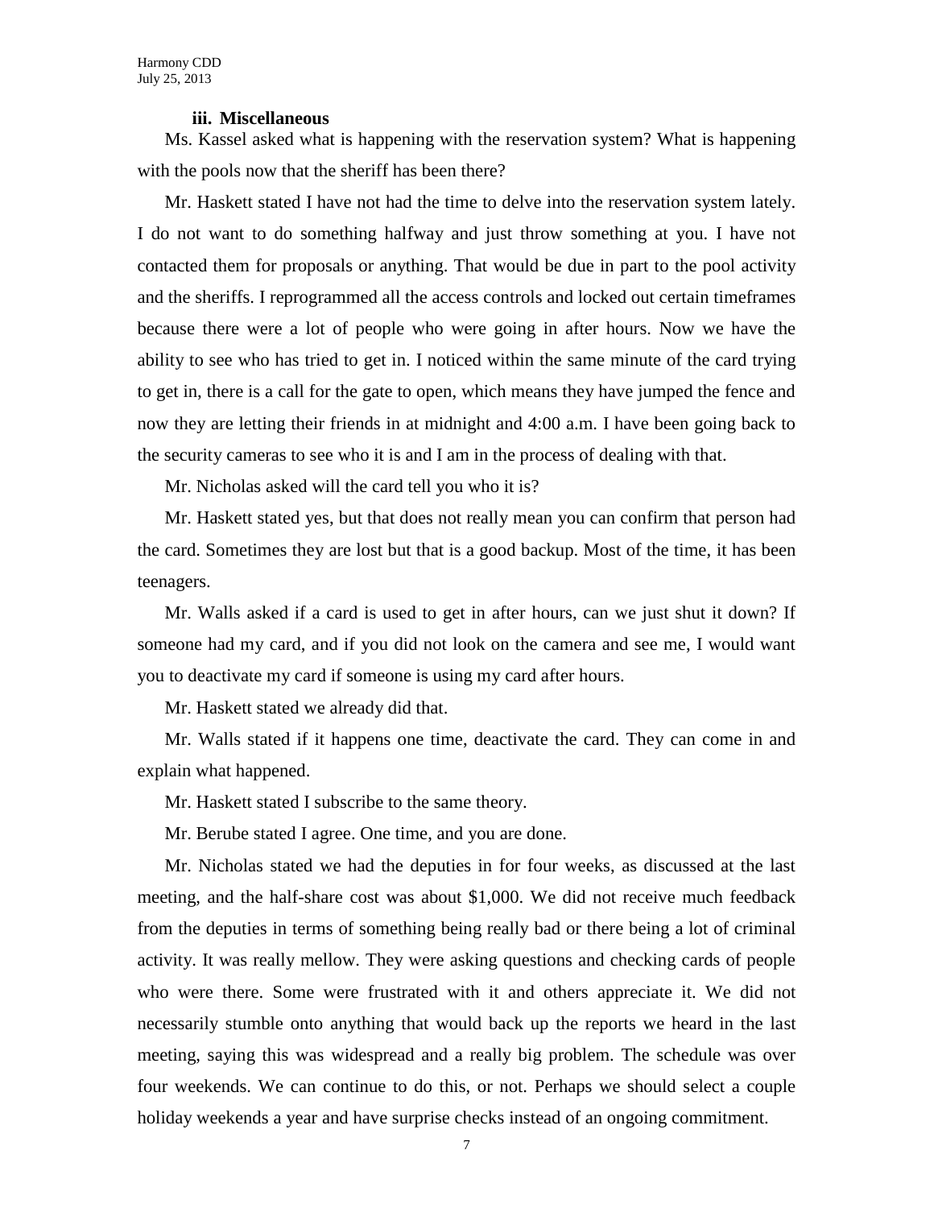### iii. Miscellaneous

Ms. Kassel asked what is happening with the reservation system? What is happening with the pools now that the sheriff has been there?

Mr. Haskett stated I have not had the time to delve into the reservation system lately. I do not want to do something halfway and just throw something at you. I have not contacted them for proposals or anything. That would be due in part to the pool activity and the sheriffs. I reprogrammed all the access controls and locked out certain timeframes because there were a lot of people who were going in after hours. Now we have the ability to see who has tried to get in. I noticed within the same minute of the card trying to get in, there is a call for the gate to open, which means they have jumped the fence and now they are letting their friends in at midnight and 4:00 a.m. I have been going back to the security cameras to see who it is and I am in the process of dealing with that.

Mr. Nicholas asked will the card tell you who it is?

Mr. Haskett stated yes, but that does not really mean you can confirm that person had the card. Sometimes they are lost but that is a good backup. Most of the time, it has been teenagers.

Mr. Walls asked if a card is used to get in after hours, can we just shut it down? If someone had my card, and if you did not look on the camera and see me, I would want you to deactivate my card if someone is using my card after hours.

Mr. Haskett stated we already did that.

Mr. Walls stated if it happens one time, deactivate the card. They can come in and explain what happened.

Mr. Haskett stated I subscribe to the same theory.

Mr. Berube stated I agree. One time, and you are done.

Mr. Nicholas stated we had the deputies in for four weeks, as discussed at the last meeting, and the half-share cost was about $1,000. We did not receive much feedback from the deputies in terms of something being really bad or there being a lot of criminal activity. It was really mellow. They were asking questions and checking cards of people who were there. Some were frustrated with it and others appreciate it. We did not necessarily stumble onto anything that would back up the reports we heard in the last meeting, saying this was widespread and a really big problem. The schedule was over four weekends. We can continue to do this, or not. Perhaps we should select a couple holiday weekends a year and have surprise checks instead of an ongoing commitment.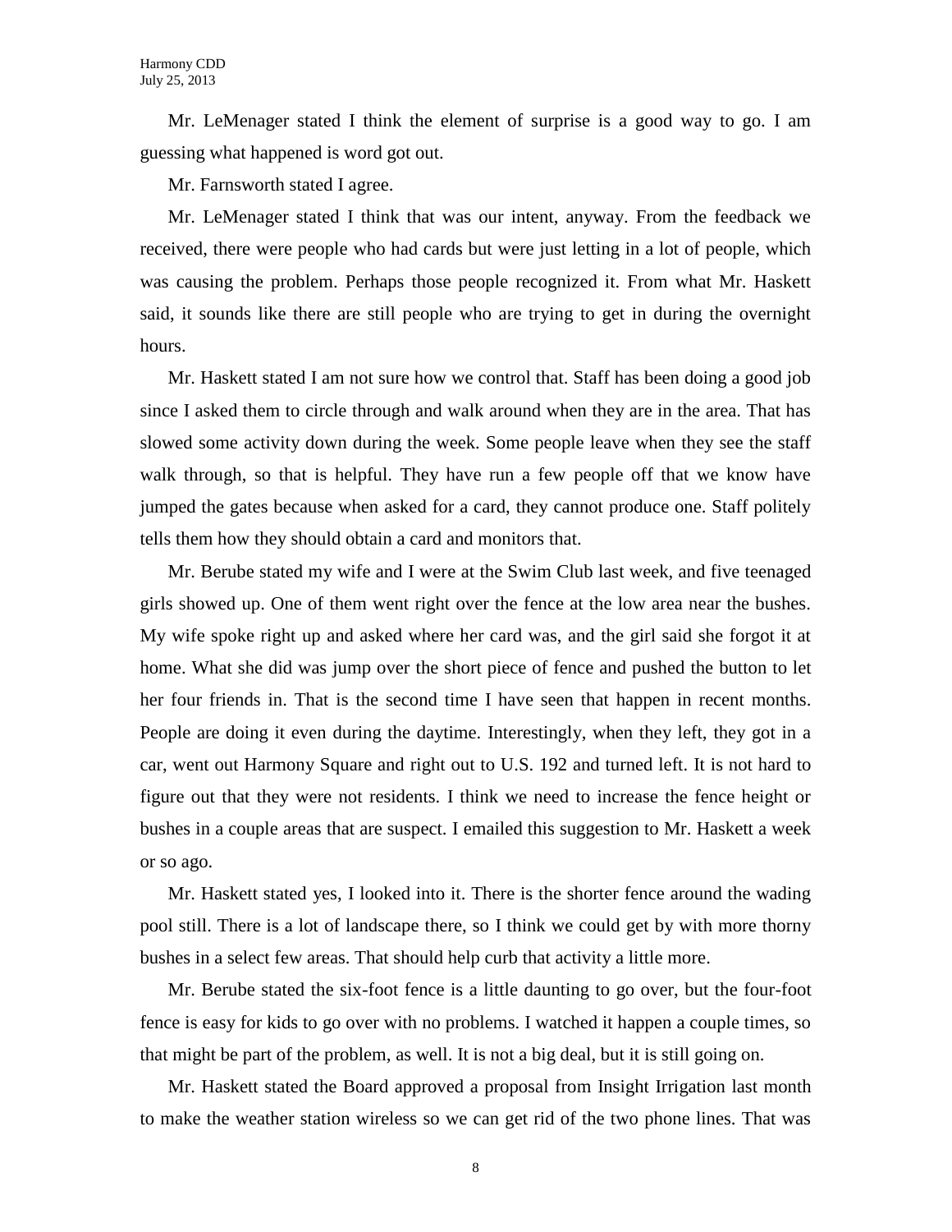Mr. LeMenager stated I think the element of surprise is a good way to go. I am guessing what happened is word got out.

Mr. Farnsworth stated I agree.

Mr. LeMenager stated I think that was our intent, anyway. From the feedback we received, there were people who had cards but were just letting in a lot of people, which was causing the problem. Perhaps those people recognized it. From what Mr. Haskett said, it sounds like there are still people who are trying to get in during the overnight hours.

Mr. Haskett stated I am not sure how we control that. Staff has been doing a good job since I asked them to circle through and walk around when they are in the area. That has slowed some activity down during the week. Some people leave when they see the staff walk through, so that is helpful. They have run a few people off that we know have jumped the gates because when asked for a card, they cannot produce one. Staff politely tells them how they should obtain a card and monitors that.

Mr. Berube stated my wife and I were at the Swim Club last week, and five teenaged girls showed up. One of them went right over the fence at the low area near the bushes. My wife spoke right up and asked where her card was, and the girl said she forgot it at home. What she did was jump over the short piece of fence and pushed the button to let her four friends in. That is the second time I have seen that happen in recent months. People are doing it even during the daytime. Interestingly, when they left, they got in a car, went out Harmony Square and right out to U.S. 192 and turned left. It is not hard to figure out that they were not residents. I think we need to increase the fence height or bushes in a couple areas that are suspect. I emailed this suggestion to Mr. Haskett a week or so ago.

Mr. Haskett stated yes, I looked into it. There is the shorter fence around the wading pool still. There is a lot of landscape there, so I think we could get by with more thorny bushes in a select few areas. That should help curb that activity a little more.

Mr. Berube stated the six-foot fence is a little daunting to go over, but the four-foot fence is easy for kids to go over with no problems. I watched it happen a couple times, so that might be part of the problem, as well. It is not a big deal, but it is still going on.

Mr. Haskett stated the Board approved a proposal from Insight Irrigation last month to make the weather station wireless so we can get rid of the two phone lines. That was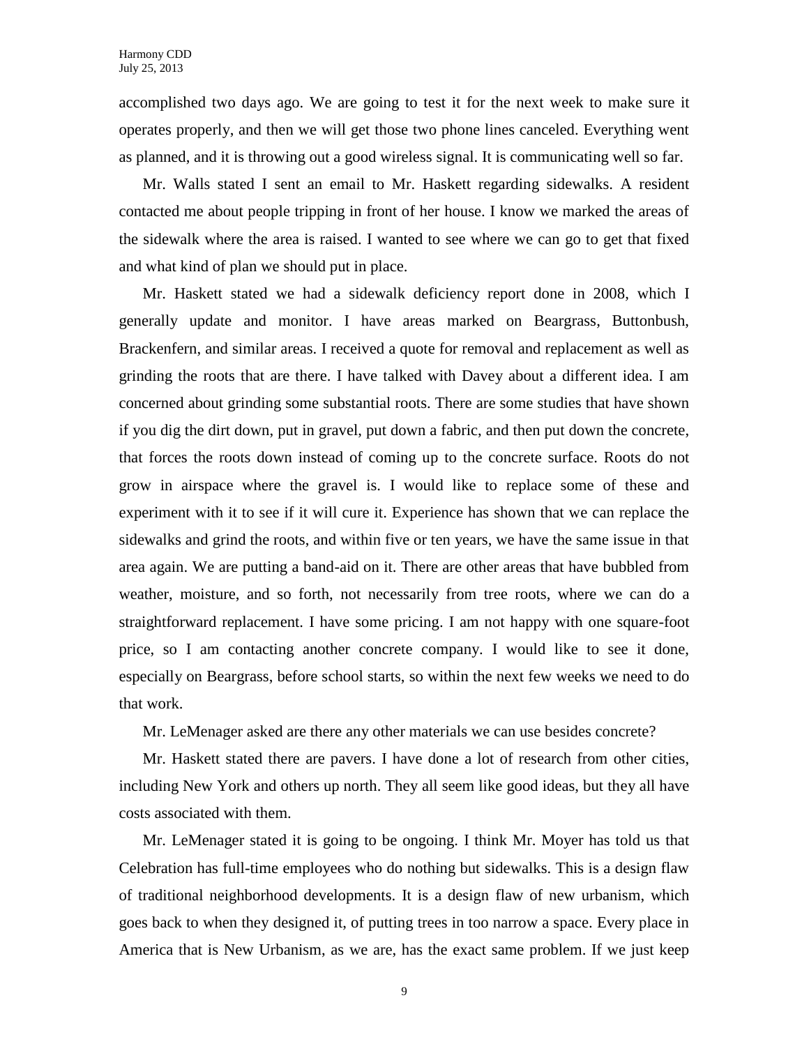accomplished two days ago. We are going to test it for the next week to make sure it operates properly, and then we will get those two phone lines canceled. Everything went as planned, and it is throwing out a good wireless signal. It is communicating well so far.

Mr. Walls stated I sent an email to Mr. Haskett regarding sidewalks. A resident contacted me about people tripping in front of her house. I know we marked the areas of the sidewalk where the area is raised. I wanted to see where we can go to get that fixed and what kind of plan we should put in place.

Mr. Haskett stated we had a sidewalk deficiency report done in 2008, which I generally update and monitor. I have areas marked on Beargrass, Buttonbush, Brackenfern, and similar areas. I received a quote for removal and replacement as well as grinding the roots that are there. I have talked with Davey about a different idea. I am concerned about grinding some substantial roots. There are some studies that have shown if you dig the dirt down, put in gravel, put down a fabric, and then put down the concrete, that forces the roots down instead of coming up to the concrete surface. Roots do not grow in airspace where the gravel is. I would like to replace some of these and experiment with it to see if it will cure it. Experience has shown that we can replace the sidewalks and grind the roots, and within five or ten years, we have the same issue in that area again. We are putting a band-aid on it. There are other areas that have bubbled from weather, moisture, and so forth, not necessarily from tree roots, where we can do a straightforward replacement. I have some pricing. I am not happy with one square-foot price, so I am contacting another concrete company. I would like to see it done, especially on Beargrass, before school starts, so within the next few weeks we need to do that work.

Mr. LeMenager asked are there any other materials we can use besides concrete?

Mr. Haskett stated there are pavers. I have done a lot of research from other cities, including New York and others up north. They all seem like good ideas, but they all have costs associated with them.

Mr. LeMenager stated it is going to be ongoing. I think Mr. Moyer has told us that Celebration has full-time employees who do nothing but sidewalks. This is a design flaw of traditional neighborhood developments. It is a design flaw of new urbanism, which goes back to when they designed it, of putting trees in too narrow a space. Every place in America that is New Urbanism, as we are, has the exact same problem. If we just keep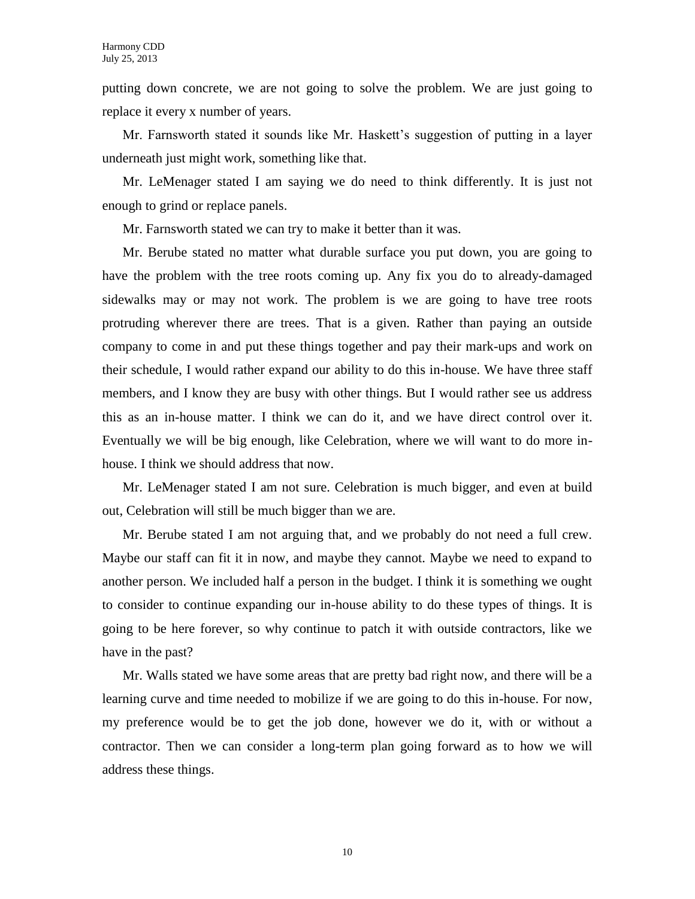putting down concrete, we are not going to solve the problem. We are just going to replace it every x number of years.

Mr. Farnsworth stated it sounds like Mr. Haskett's suggestion of putting in a layer underneath just might work, something like that.

Mr. LeMenager stated I am saying we do need to think differently. It is just not enough to grind or replace panels.

Mr. Farnsworth stated we can try to make it better than it was.

Mr. Berube stated no matter what durable surface you put down, you are going to have the problem with the tree roots coming up. Any fix you do to already-damaged sidewalks may or may not work. The problem is we are going to have tree roots protruding wherever there are trees. That is a given. Rather than paying an outside company to come in and put these things together and pay their mark-ups and work on their schedule, I would rather expand our ability to do this in-house. We have three staff members, and I know they are busy with other things. But I would rather see us address this as an in-house matter. I think we can do it, and we have direct control over it. Eventually we will be big enough, like Celebration, where we will want to do more in-house. I think we should address that now.

Mr. LeMenager stated I am not sure. Celebration is much bigger, and even at build out, Celebration will still be much bigger than we are.

Mr. Berube stated I am not arguing that, and we probably do not need a full crew. Maybe our staff can fit it in now, and maybe they cannot. Maybe we need to expand to another person. We included half a person in the budget. I think it is something we ought to consider to continue expanding our in-house ability to do these types of things. It is going to be here forever, so why continue to patch it with outside contractors, like we have in the past?

Mr. Walls stated we have some areas that are pretty bad right now, and there will be a learning curve and time needed to mobilize if we are going to do this in-house. For now, my preference would be to get the job done, however we do it, with or without a contractor. Then we can consider a long-term plan going forward as to how we will address these things.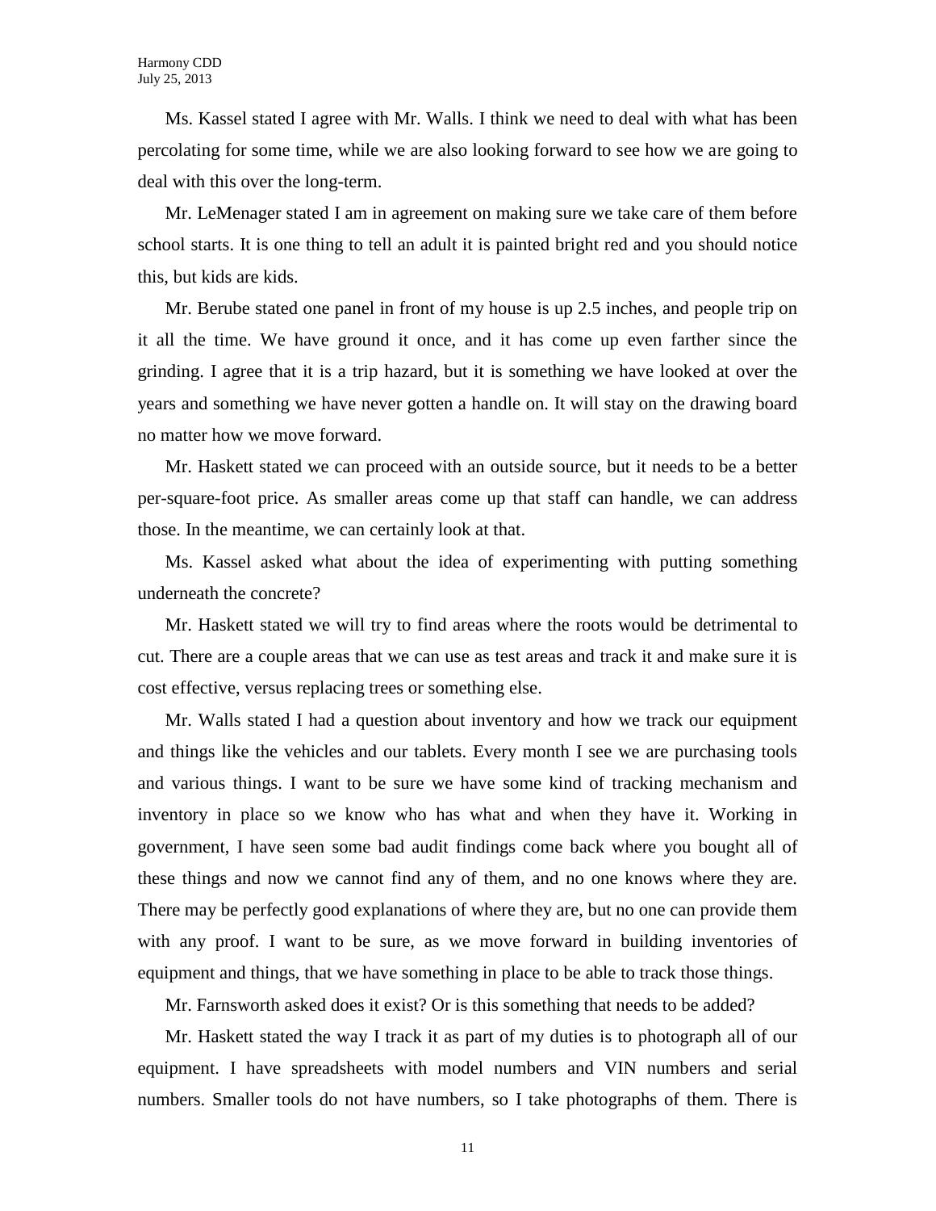Ms. Kassel stated I agree with Mr. Walls. I think we need to deal with what has been percolating for some time, while we are also looking forward to see how we are going to deal with this over the long-term.

Mr. LeMenager stated I am in agreement on making sure we take care of them before school starts. It is one thing to tell an adult it is painted bright red and you should notice this, but kids are kids.

Mr. Berube stated one panel in front of my house is up 2.5 inches, and people trip on it all the time. We have ground it once, and it has come up even farther since the grinding. I agree that it is a trip hazard, but it is something we have looked at over the years and something we have never gotten a handle on. It will stay on the drawing board no matter how we move forward.

Mr. Haskett stated we can proceed with an outside source, but it needs to be a better per-square-foot price. As smaller areas come up that staff can handle, we can address those. In the meantime, we can certainly look at that.

Ms. Kassel asked what about the idea of experimenting with putting something underneath the concrete?

Mr. Haskett stated we will try to find areas where the roots would be detrimental to cut. There are a couple areas that we can use as test areas and track it and make sure it is cost effective, versus replacing trees or something else.

Mr. Walls stated I had a question about inventory and how we track our equipment and things like the vehicles and our tablets. Every month I see we are purchasing tools and various things. I want to be sure we have some kind of tracking mechanism and inventory in place so we know who has what and when they have it. Working in government, I have seen some bad audit findings come back where you bought all of these things and now we cannot find any of them, and no one knows where they are. There may be perfectly good explanations of where they are, but no one can provide them with any proof. I want to be sure, as we move forward in building inventories of equipment and things, that we have something in place to be able to track those things.

Mr. Farnsworth asked does it exist? Or is this something that needs to be added?

Mr. Haskett stated the way I track it as part of my duties is to photograph all of our equipment. I have spreadsheets with model numbers and VIN numbers and serial numbers. Smaller tools do not have numbers, so I take photographs of them. There is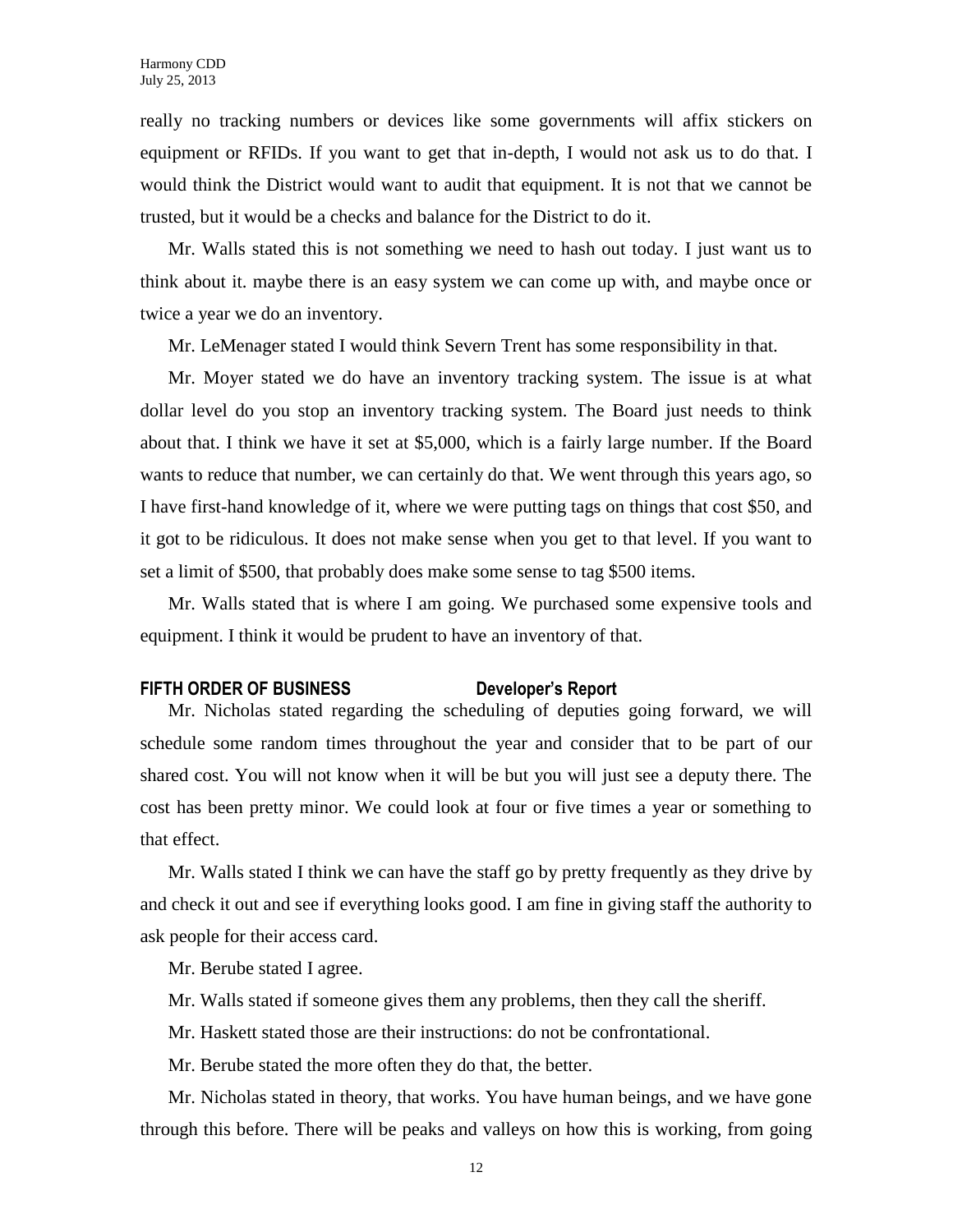really no tracking numbers or devices like some governments will affix stickers on equipment or RFIDs. If you want to get that in-depth, I would not ask us to do that. I would think the District would want to audit that equipment. It is not that we cannot be trusted, but it would be a checks and balance for the District to do it.

Mr. Walls stated this is not something we need to hash out today. I just want us to think about it. maybe there is an easy system we can come up with, and maybe once or twice a year we do an inventory.

Mr. LeMenager stated I would think Severn Trent has some responsibility in that.

Mr. Moyer stated we do have an inventory tracking system. The issue is at what dollar level do you stop an inventory tracking system. The Board just needs to think about that. I think we have it set at $5,000, which is a fairly large number. If the Board wants to reduce that number, we can certainly do that. We went through this years ago, so I have first-hand knowledge of it, where we were putting tags on things that cost $50, and it got to be ridiculous. It does not make sense when you get to that level. If you want to set a limit of $500, that probably does make some sense to tag $500 items.

Mr. Walls stated that is where I am going. We purchased some expensive tools and equipment. I think it would be prudent to have an inventory of that.

## FIFTH ORDER OF BUSINESS — Developer's Report

Mr. Nicholas stated regarding the scheduling of deputies going forward, we will schedule some random times throughout the year and consider that to be part of our shared cost. You will not know when it will be but you will just see a deputy there. The cost has been pretty minor. We could look at four or five times a year or something to that effect.

Mr. Walls stated I think we can have the staff go by pretty frequently as they drive by and check it out and see if everything looks good. I am fine in giving staff the authority to ask people for their access card.

Mr. Berube stated I agree.

Mr. Walls stated if someone gives them any problems, then they call the sheriff.

Mr. Haskett stated those are their instructions: do not be confrontational.

Mr. Berube stated the more often they do that, the better.

Mr. Nicholas stated in theory, that works. You have human beings, and we have gone through this before. There will be peaks and valleys on how this is working, from going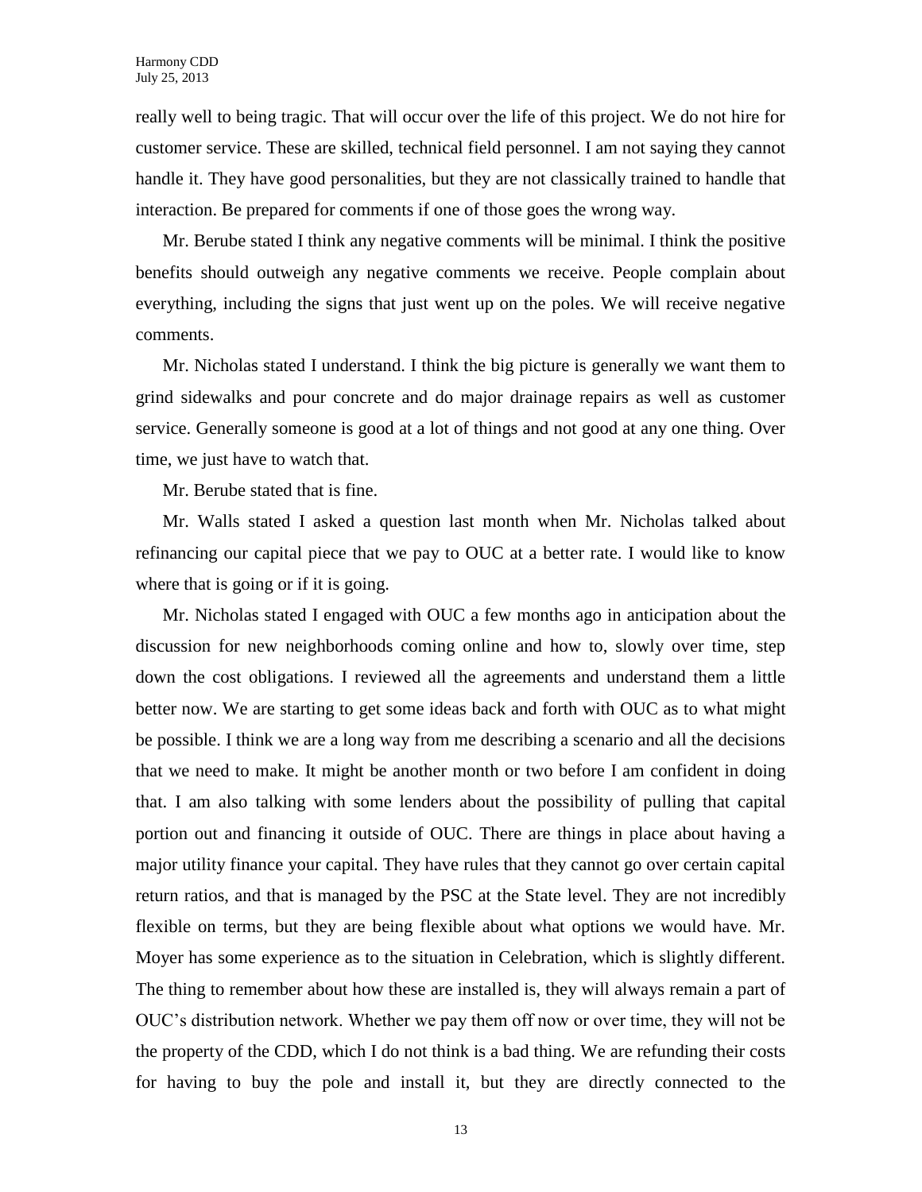really well to being tragic. That will occur over the life of this project. We do not hire for customer service. These are skilled, technical field personnel. I am not saying they cannot handle it. They have good personalities, but they are not classically trained to handle that interaction. Be prepared for comments if one of those goes the wrong way.

Mr. Berube stated I think any negative comments will be minimal. I think the positive benefits should outweigh any negative comments we receive. People complain about everything, including the signs that just went up on the poles. We will receive negative comments.

Mr. Nicholas stated I understand. I think the big picture is generally we want them to grind sidewalks and pour concrete and do major drainage repairs as well as customer service. Generally someone is good at a lot of things and not good at any one thing. Over time, we just have to watch that.

Mr. Berube stated that is fine.

Mr. Walls stated I asked a question last month when Mr. Nicholas talked about refinancing our capital piece that we pay to OUC at a better rate. I would like to know where that is going or if it is going.

Mr. Nicholas stated I engaged with OUC a few months ago in anticipation about the discussion for new neighborhoods coming online and how to, slowly over time, step down the cost obligations. I reviewed all the agreements and understand them a little better now. We are starting to get some ideas back and forth with OUC as to what might be possible. I think we are a long way from me describing a scenario and all the decisions that we need to make. It might be another month or two before I am confident in doing that. I am also talking with some lenders about the possibility of pulling that capital portion out and financing it outside of OUC. There are things in place about having a major utility finance your capital. They have rules that they cannot go over certain capital return ratios, and that is managed by the PSC at the State level. They are not incredibly flexible on terms, but they are being flexible about what options we would have. Mr. Moyer has some experience as to the situation in Celebration, which is slightly different. The thing to remember about how these are installed is, they will always remain a part of OUC's distribution network. Whether we pay them off now or over time, they will not be the property of the CDD, which I do not think is a bad thing. We are refunding their costs for having to buy the pole and install it, but they are directly connected to the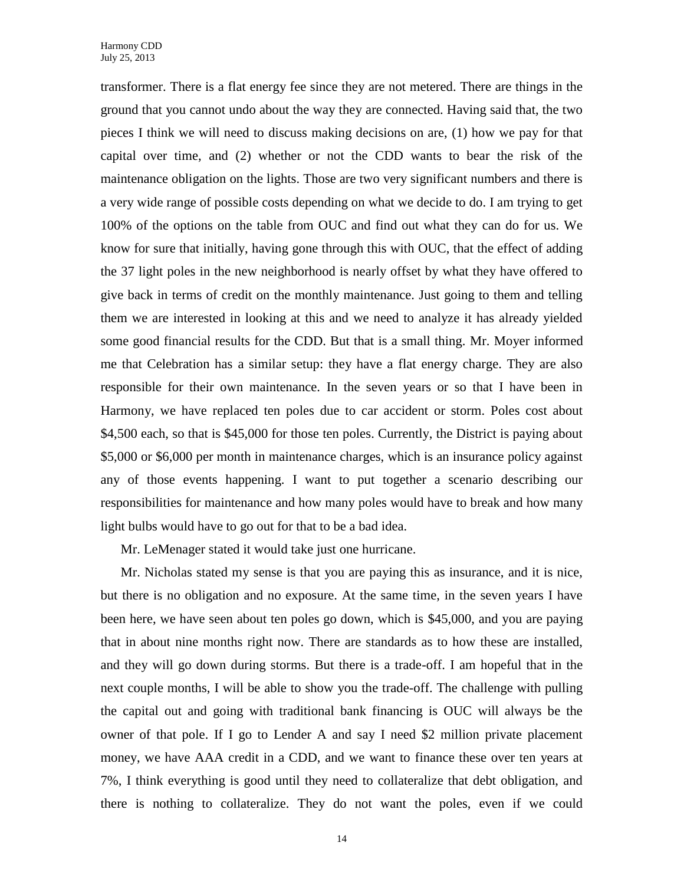transformer. There is a flat energy fee since they are not metered. There are things in the ground that you cannot undo about the way they are connected. Having said that, the two pieces I think we will need to discuss making decisions on are, (1) how we pay for that capital over time, and (2) whether or not the CDD wants to bear the risk of the maintenance obligation on the lights. Those are two very significant numbers and there is a very wide range of possible costs depending on what we decide to do. I am trying to get 100% of the options on the table from OUC and find out what they can do for us. We know for sure that initially, having gone through this with OUC, that the effect of adding the 37 light poles in the new neighborhood is nearly offset by what they have offered to give back in terms of credit on the monthly maintenance. Just going to them and telling them we are interested in looking at this and we need to analyze it has already yielded some good financial results for the CDD. But that is a small thing. Mr. Moyer informed me that Celebration has a similar setup: they have a flat energy charge. They are also responsible for their own maintenance. In the seven years or so that I have been in Harmony, we have replaced ten poles due to car accident or storm. Poles cost about $4,500 each, so that is $45,000 for those ten poles. Currently, the District is paying about $5,000 or $6,000 per month in maintenance charges, which is an insurance policy against any of those events happening. I want to put together a scenario describing our responsibilities for maintenance and how many poles would have to break and how many light bulbs would have to go out for that to be a bad idea.

Mr. LeMenager stated it would take just one hurricane.

Mr. Nicholas stated my sense is that you are paying this as insurance, and it is nice, but there is no obligation and no exposure. At the same time, in the seven years I have been here, we have seen about ten poles go down, which is $45,000, and you are paying that in about nine months right now. There are standards as to how these are installed, and they will go down during storms. But there is a trade-off. I am hopeful that in the next couple months, I will be able to show you the trade-off. The challenge with pulling the capital out and going with traditional bank financing is OUC will always be the owner of that pole. If I go to Lender A and say I need $2 million private placement money, we have AAA credit in a CDD, and we want to finance these over ten years at 7%, I think everything is good until they need to collateralize that debt obligation, and there is nothing to collateralize. They do not want the poles, even if we could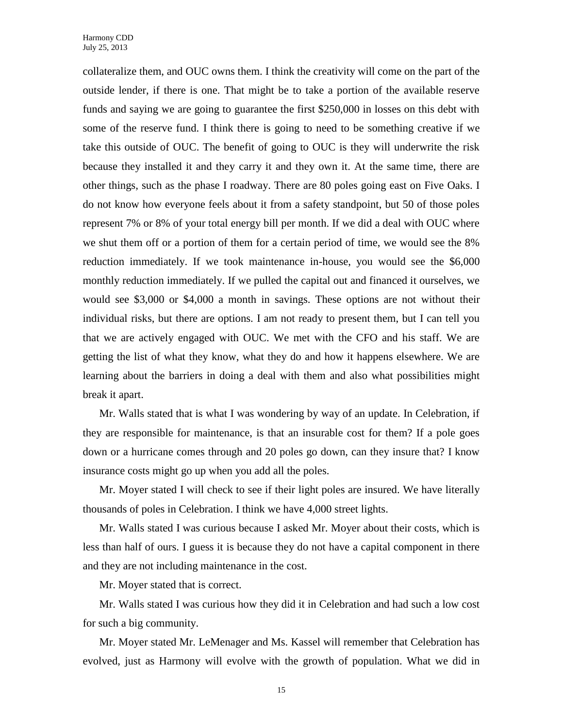collateralize them, and OUC owns them. I think the creativity will come on the part of the outside lender, if there is one. That might be to take a portion of the available reserve funds and saying we are going to guarantee the first $250,000 in losses on this debt with some of the reserve fund. I think there is going to need to be something creative if we take this outside of OUC. The benefit of going to OUC is they will underwrite the risk because they installed it and they carry it and they own it. At the same time, there are other things, such as the phase I roadway. There are 80 poles going east on Five Oaks. I do not know how everyone feels about it from a safety standpoint, but 50 of those poles represent 7% or 8% of your total energy bill per month. If we did a deal with OUC where we shut them off or a portion of them for a certain period of time, we would see the 8% reduction immediately. If we took maintenance in-house, you would see the $6,000 monthly reduction immediately. If we pulled the capital out and financed it ourselves, we would see $3,000 or $4,000 a month in savings. These options are not without their individual risks, but there are options. I am not ready to present them, but I can tell you that we are actively engaged with OUC. We met with the CFO and his staff. We are getting the list of what they know, what they do and how it happens elsewhere. We are learning about the barriers in doing a deal with them and also what possibilities might break it apart.

Mr. Walls stated that is what I was wondering by way of an update. In Celebration, if they are responsible for maintenance, is that an insurable cost for them? If a pole goes down or a hurricane comes through and 20 poles go down, can they insure that? I know insurance costs might go up when you add all the poles.

Mr. Moyer stated I will check to see if their light poles are insured. We have literally thousands of poles in Celebration. I think we have 4,000 street lights.

Mr. Walls stated I was curious because I asked Mr. Moyer about their costs, which is less than half of ours. I guess it is because they do not have a capital component in there and they are not including maintenance in the cost.

Mr. Moyer stated that is correct.

Mr. Walls stated I was curious how they did it in Celebration and had such a low cost for such a big community.

Mr. Moyer stated Mr. LeMenager and Ms. Kassel will remember that Celebration has evolved, just as Harmony will evolve with the growth of population. What we did in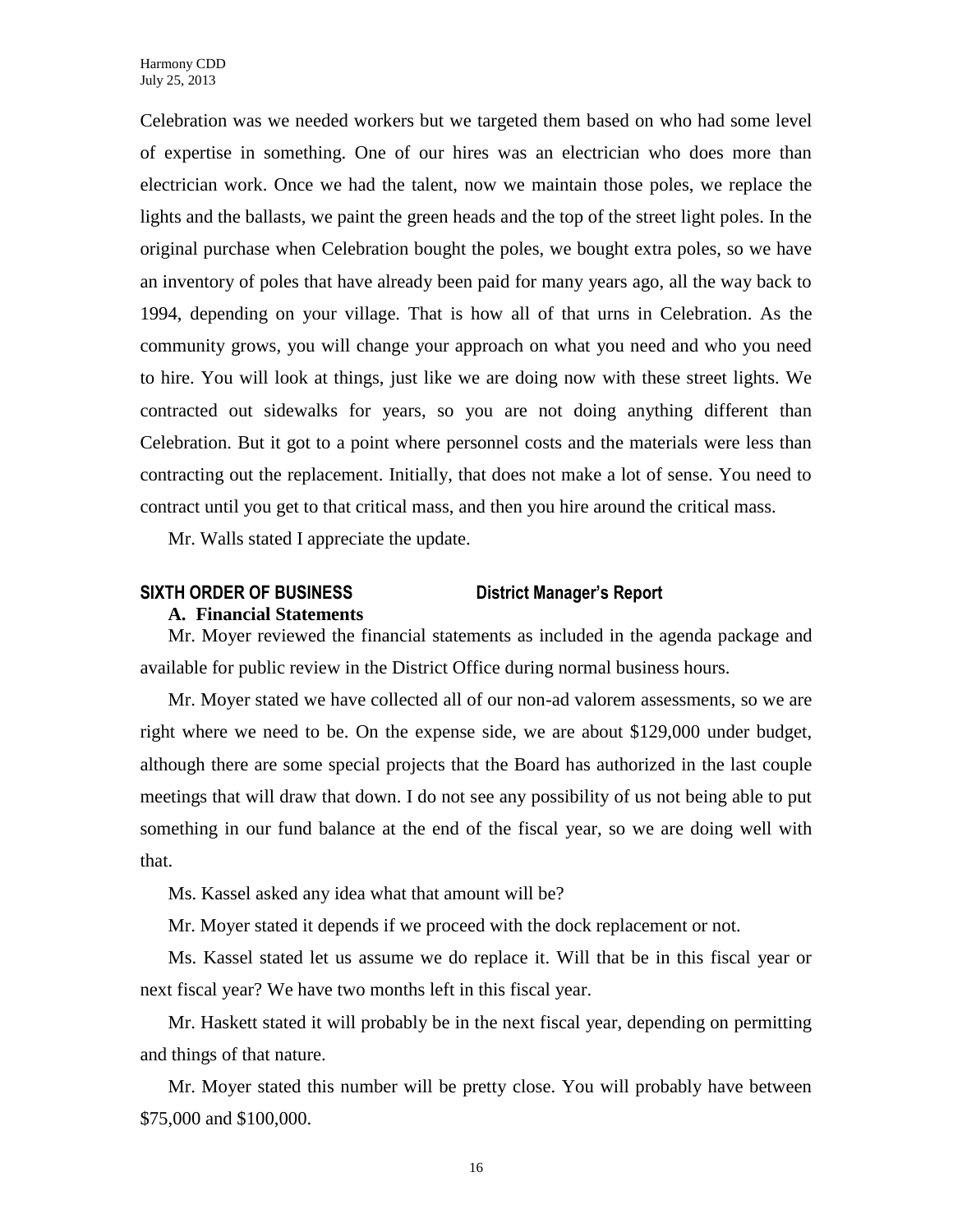Celebration was we needed workers but we targeted them based on who had some level of expertise in something. One of our hires was an electrician who does more than electrician work. Once we had the talent, now we maintain those poles, we replace the lights and the ballasts, we paint the green heads and the top of the street light poles. In the original purchase when Celebration bought the poles, we bought extra poles, so we have an inventory of poles that have already been paid for many years ago, all the way back to 1994, depending on your village. That is how all of that urns in Celebration. As the community grows, you will change your approach on what you need and who you need to hire. You will look at things, just like we are doing now with these street lights. We contracted out sidewalks for years, so you are not doing anything different than Celebration. But it got to a point where personnel costs and the materials were less than contracting out the replacement. Initially, that does not make a lot of sense. You need to contract until you get to that critical mass, and then you hire around the critical mass.

Mr. Walls stated I appreciate the update.

## SIXTH ORDER OF BUSINESS District Manager's Report

**A. Financial Statements**

Mr. Moyer reviewed the financial statements as included in the agenda package and available for public review in the District Office during normal business hours.

Mr. Moyer stated we have collected all of our non-ad valorem assessments, so we are right where we need to be. On the expense side, we are about $129,000 under budget, although there are some special projects that the Board has authorized in the last couple meetings that will draw that down. I do not see any possibility of us not being able to put something in our fund balance at the end of the fiscal year, so we are doing well with that.

Ms. Kassel asked any idea what that amount will be?

Mr. Moyer stated it depends if we proceed with the dock replacement or not.

Ms. Kassel stated let us assume we do replace it. Will that be in this fiscal year or next fiscal year? We have two months left in this fiscal year.

Mr. Haskett stated it will probably be in the next fiscal year, depending on permitting and things of that nature.

Mr. Moyer stated this number will be pretty close. You will probably have between $75,000 and $100,000.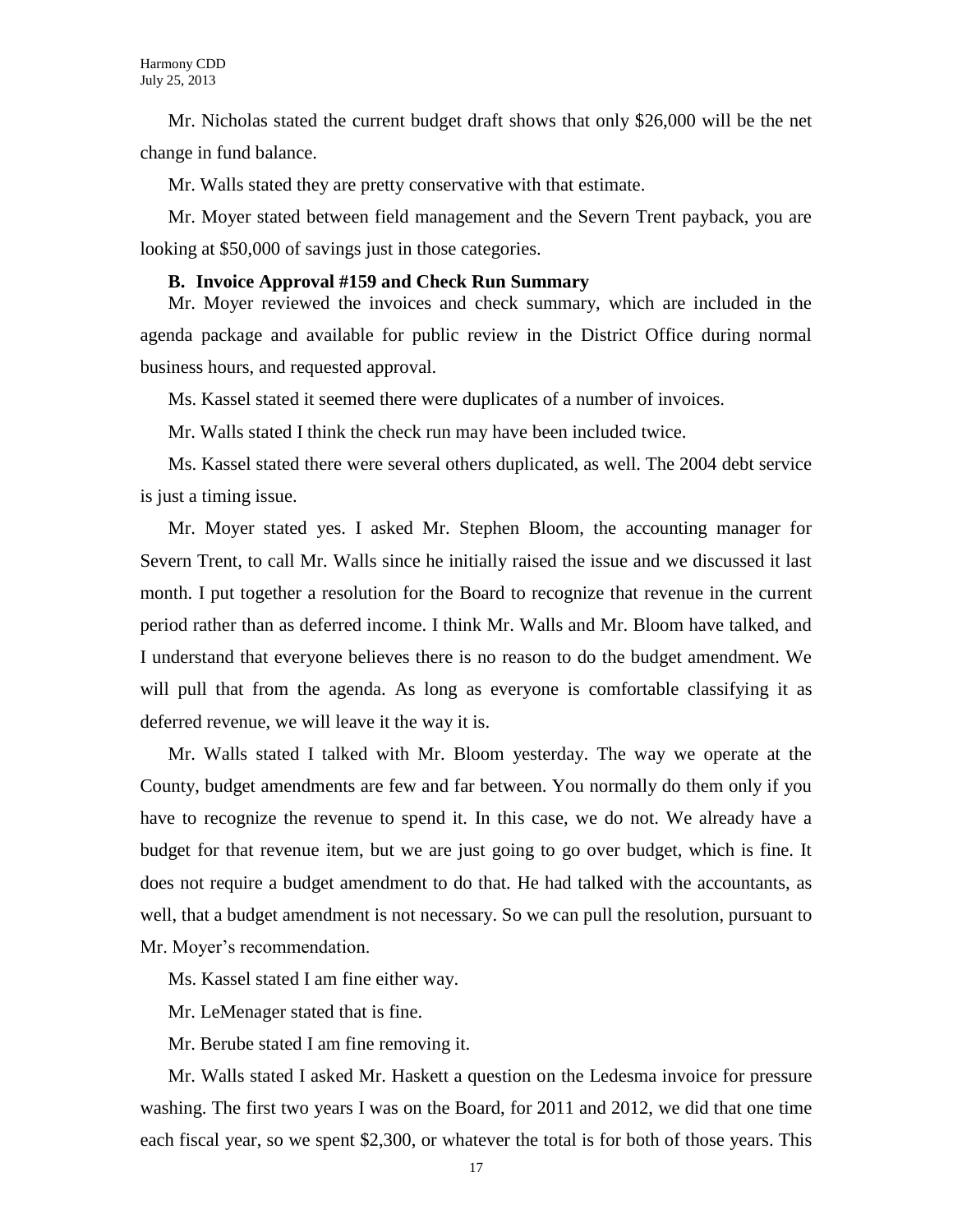Mr. Nicholas stated the current budget draft shows that only $26,000 will be the net change in fund balance.

Mr. Walls stated they are pretty conservative with that estimate.

Mr. Moyer stated between field management and the Severn Trent payback, you are looking at $50,000 of savings just in those categories.

**B. Invoice Approval #159 and Check Run Summary**

Mr. Moyer reviewed the invoices and check summary, which are included in the agenda package and available for public review in the District Office during normal business hours, and requested approval.

Ms. Kassel stated it seemed there were duplicates of a number of invoices.

Mr. Walls stated I think the check run may have been included twice.

Ms. Kassel stated there were several others duplicated, as well. The 2004 debt service is just a timing issue.

Mr. Moyer stated yes. I asked Mr. Stephen Bloom, the accounting manager for Severn Trent, to call Mr. Walls since he initially raised the issue and we discussed it last month. I put together a resolution for the Board to recognize that revenue in the current period rather than as deferred income. I think Mr. Walls and Mr. Bloom have talked, and I understand that everyone believes there is no reason to do the budget amendment. We will pull that from the agenda. As long as everyone is comfortable classifying it as deferred revenue, we will leave it the way it is.

Mr. Walls stated I talked with Mr. Bloom yesterday. The way we operate at the County, budget amendments are few and far between. You normally do them only if you have to recognize the revenue to spend it. In this case, we do not. We already have a budget for that revenue item, but we are just going to go over budget, which is fine. It does not require a budget amendment to do that. He had talked with the accountants, as well, that a budget amendment is not necessary. So we can pull the resolution, pursuant to Mr. Moyer's recommendation.

Ms. Kassel stated I am fine either way.

Mr. LeMenager stated that is fine.

Mr. Berube stated I am fine removing it.

Mr. Walls stated I asked Mr. Haskett a question on the Ledesma invoice for pressure washing. The first two years I was on the Board, for 2011 and 2012, we did that one time each fiscal year, so we spent $2,300, or whatever the total is for both of those years. This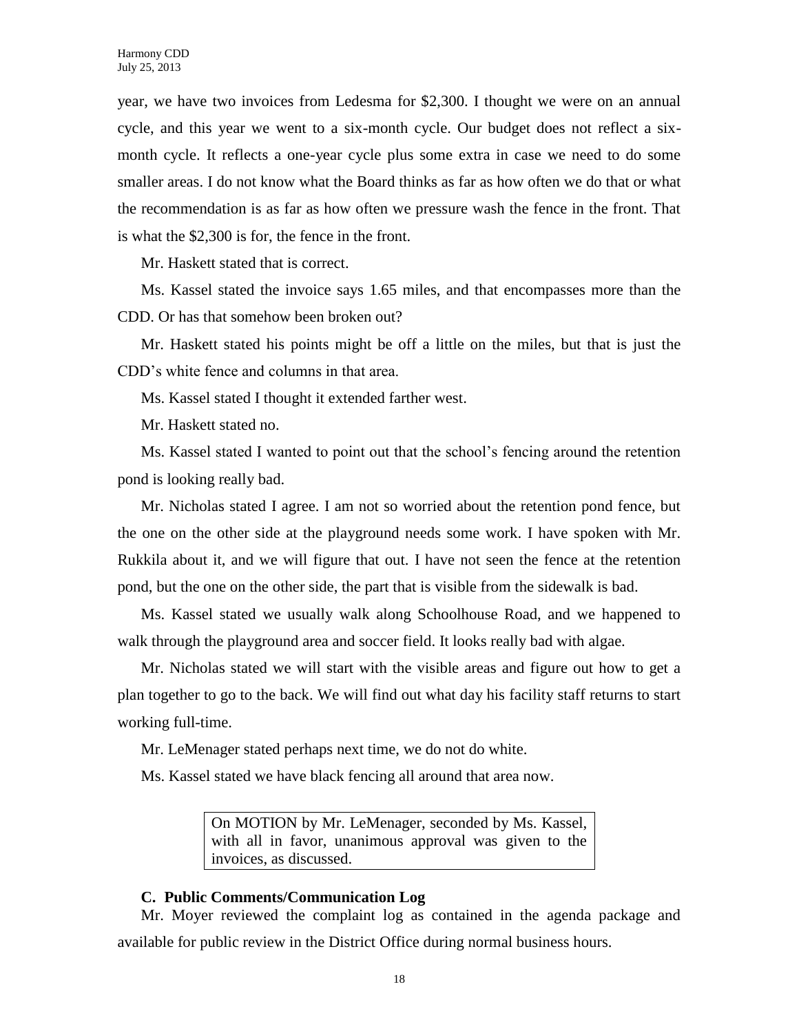year, we have two invoices from Ledesma for $2,300. I thought we were on an annual cycle, and this year we went to a six-month cycle. Our budget does not reflect a six-month cycle. It reflects a one-year cycle plus some extra in case we need to do some smaller areas. I do not know what the Board thinks as far as how often we do that or what the recommendation is as far as how often we pressure wash the fence in the front. That is what the $2,300 is for, the fence in the front.

Mr. Haskett stated that is correct.

Ms. Kassel stated the invoice says 1.65 miles, and that encompasses more than the CDD. Or has that somehow been broken out?

Mr. Haskett stated his points might be off a little on the miles, but that is just the CDD's white fence and columns in that area.

Ms. Kassel stated I thought it extended farther west.

Mr. Haskett stated no.

Ms. Kassel stated I wanted to point out that the school's fencing around the retention pond is looking really bad.

Mr. Nicholas stated I agree. I am not so worried about the retention pond fence, but the one on the other side at the playground needs some work. I have spoken with Mr. Rukkila about it, and we will figure that out. I have not seen the fence at the retention pond, but the one on the other side, the part that is visible from the sidewalk is bad.

Ms. Kassel stated we usually walk along Schoolhouse Road, and we happened to walk through the playground area and soccer field. It looks really bad with algae.

Mr. Nicholas stated we will start with the visible areas and figure out how to get a plan together to go to the back. We will find out what day his facility staff returns to start working full-time.

Mr. LeMenager stated perhaps next time, we do not do white.

Ms. Kassel stated we have black fencing all around that area now.

> On MOTION by Mr. LeMenager, seconded by Ms. Kassel, with all in favor, unanimous approval was given to the invoices, as discussed.

**C. Public Comments/Communication Log**

Mr. Moyer reviewed the complaint log as contained in the agenda package and available for public review in the District Office during normal business hours.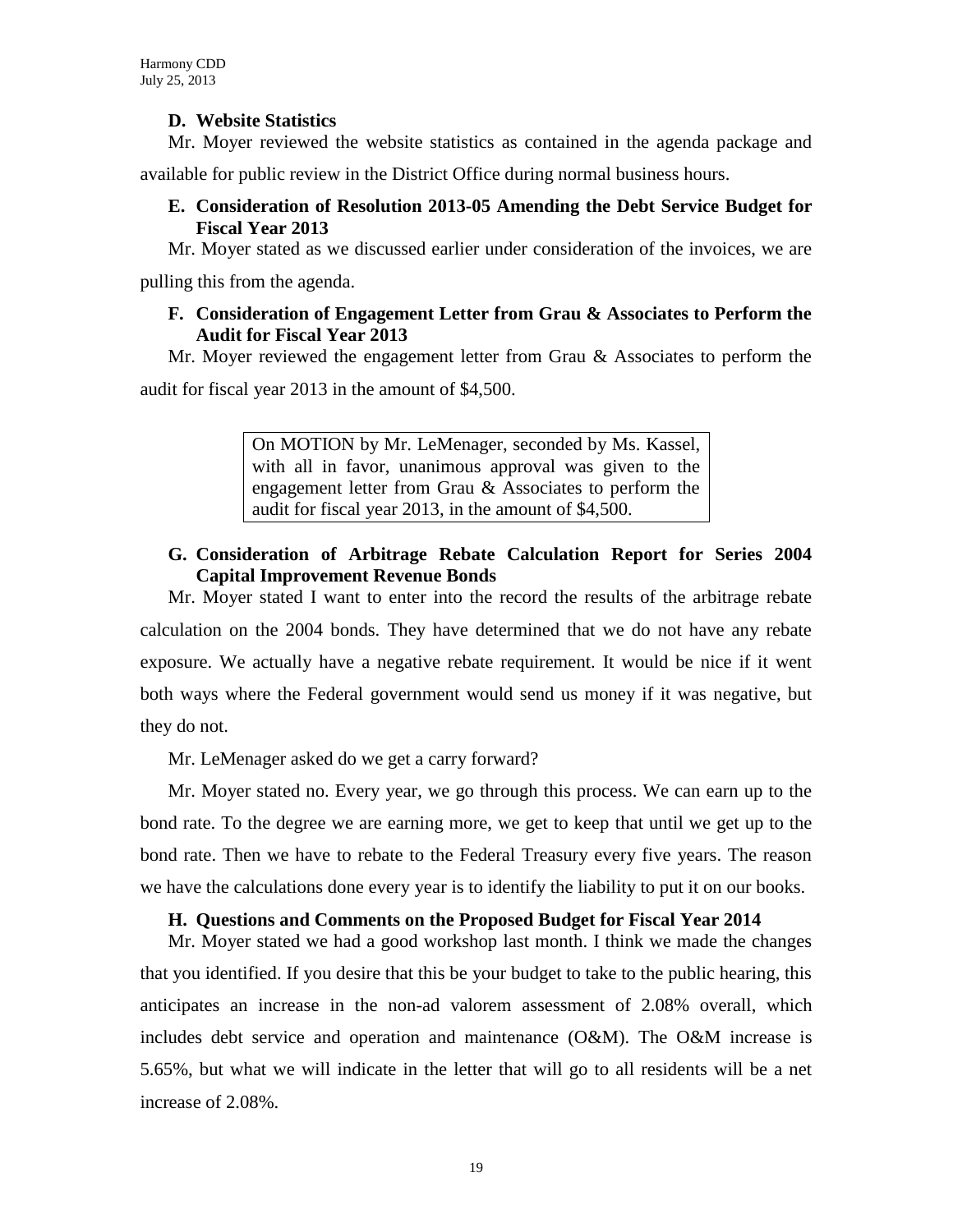**D. Website Statistics**

Mr. Moyer reviewed the website statistics as contained in the agenda package and available for public review in the District Office during normal business hours.

**E. Consideration of Resolution 2013-05 Amending the Debt Service Budget for Fiscal Year 2013**

Mr. Moyer stated as we discussed earlier under consideration of the invoices, we are pulling this from the agenda.

**F. Consideration of Engagement Letter from Grau & Associates to Perform the Audit for Fiscal Year 2013**

Mr. Moyer reviewed the engagement letter from Grau & Associates to perform the audit for fiscal year 2013 in the amount of $4,500.

> On MOTION by Mr. LeMenager, seconded by Ms. Kassel, with all in favor, unanimous approval was given to the engagement letter from Grau & Associates to perform the audit for fiscal year 2013, in the amount of $4,500.

**G. Consideration of Arbitrage Rebate Calculation Report for Series 2004 Capital Improvement Revenue Bonds**

Mr. Moyer stated I want to enter into the record the results of the arbitrage rebate calculation on the 2004 bonds. They have determined that we do not have any rebate exposure. We actually have a negative rebate requirement. It would be nice if it went both ways where the Federal government would send us money if it was negative, but they do not.

Mr. LeMenager asked do we get a carry forward?

Mr. Moyer stated no. Every year, we go through this process. We can earn up to the bond rate. To the degree we are earning more, we get to keep that until we get up to the bond rate. Then we have to rebate to the Federal Treasury every five years. The reason we have the calculations done every year is to identify the liability to put it on our books.

**H. Questions and Comments on the Proposed Budget for Fiscal Year 2014**

Mr. Moyer stated we had a good workshop last month. I think we made the changes that you identified. If you desire that this be your budget to take to the public hearing, this anticipates an increase in the non-ad valorem assessment of 2.08% overall, which includes debt service and operation and maintenance (O&M). The O&M increase is 5.65%, but what we will indicate in the letter that will go to all residents will be a net increase of 2.08%.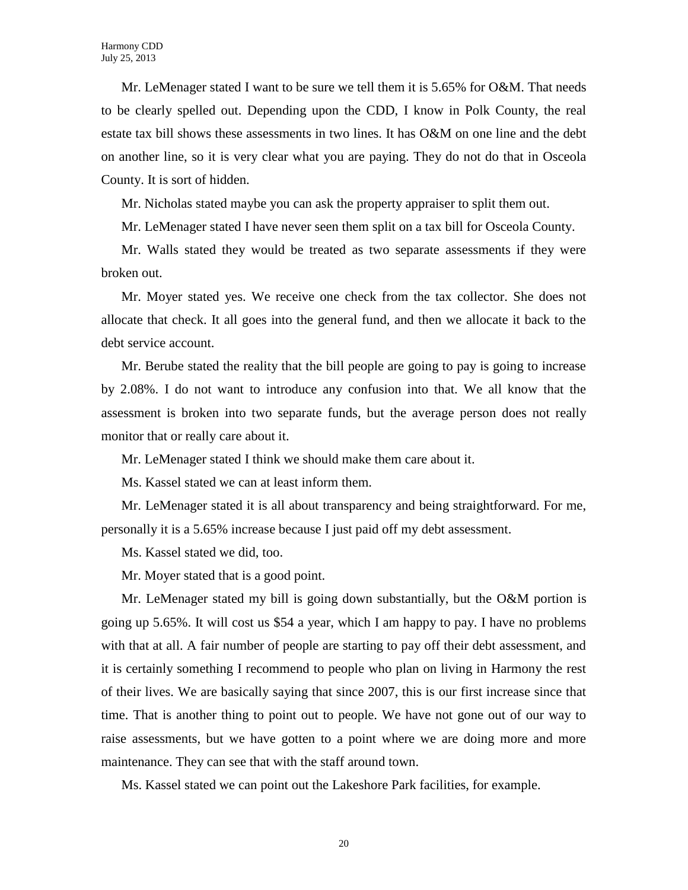Mr. LeMenager stated I want to be sure we tell them it is 5.65% for O&M. That needs to be clearly spelled out. Depending upon the CDD, I know in Polk County, the real estate tax bill shows these assessments in two lines. It has O&M on one line and the debt on another line, so it is very clear what you are paying. They do not do that in Osceola County. It is sort of hidden.

Mr. Nicholas stated maybe you can ask the property appraiser to split them out.

Mr. LeMenager stated I have never seen them split on a tax bill for Osceola County.

Mr. Walls stated they would be treated as two separate assessments if they were broken out.

Mr. Moyer stated yes. We receive one check from the tax collector. She does not allocate that check. It all goes into the general fund, and then we allocate it back to the debt service account.

Mr. Berube stated the reality that the bill people are going to pay is going to increase by 2.08%. I do not want to introduce any confusion into that. We all know that the assessment is broken into two separate funds, but the average person does not really monitor that or really care about it.

Mr. LeMenager stated I think we should make them care about it.

Ms. Kassel stated we can at least inform them.

Mr. LeMenager stated it is all about transparency and being straightforward. For me, personally it is a 5.65% increase because I just paid off my debt assessment.

Ms. Kassel stated we did, too.

Mr. Moyer stated that is a good point.

Mr. LeMenager stated my bill is going down substantially, but the O&M portion is going up 5.65%. It will cost us $54 a year, which I am happy to pay. I have no problems with that at all. A fair number of people are starting to pay off their debt assessment, and it is certainly something I recommend to people who plan on living in Harmony the rest of their lives. We are basically saying that since 2007, this is our first increase since that time. That is another thing to point out to people. We have not gone out of our way to raise assessments, but we have gotten to a point where we are doing more and more maintenance. They can see that with the staff around town.

Ms. Kassel stated we can point out the Lakeshore Park facilities, for example.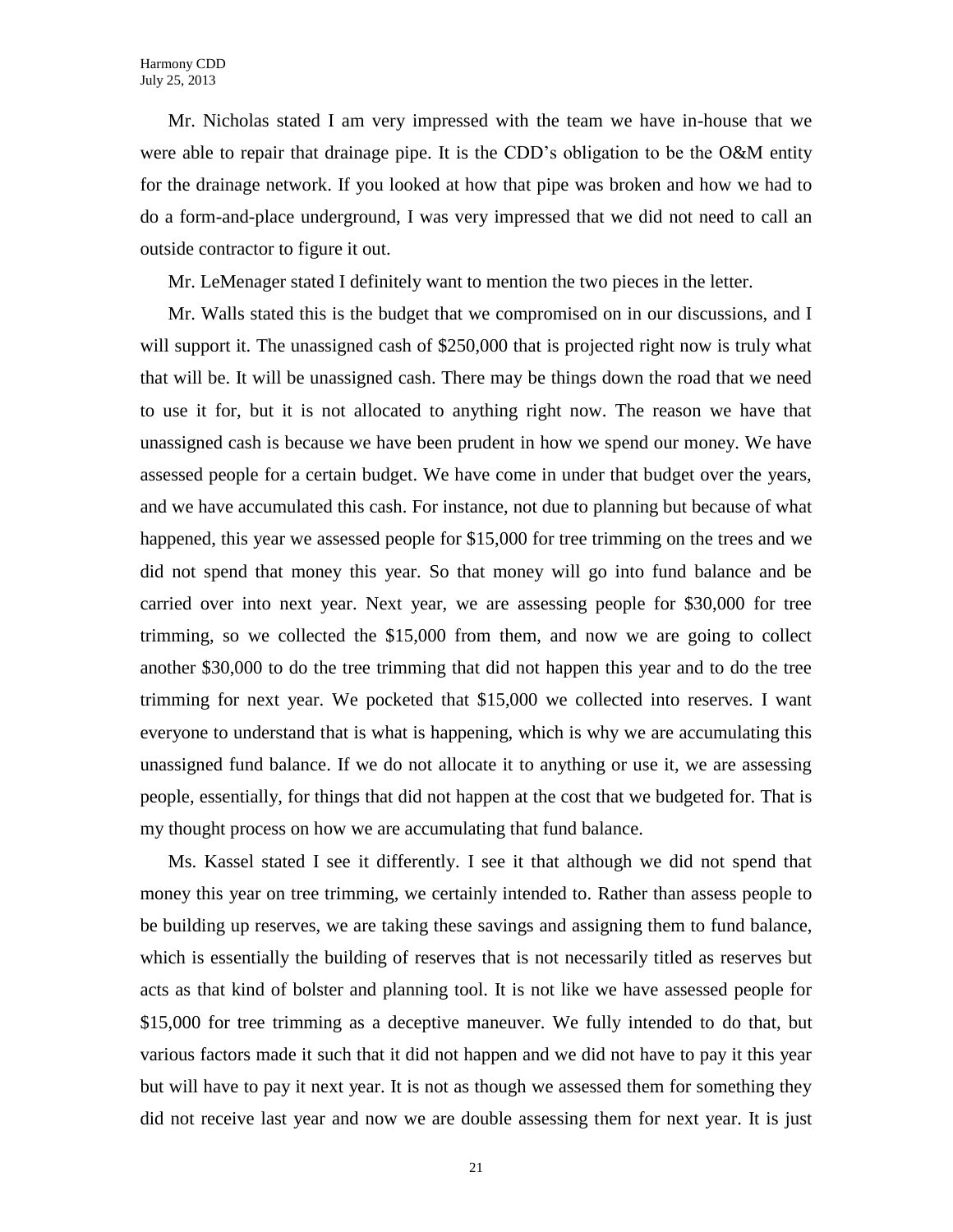Mr. Nicholas stated I am very impressed with the team we have in-house that we were able to repair that drainage pipe. It is the CDD's obligation to be the O&M entity for the drainage network. If you looked at how that pipe was broken and how we had to do a form-and-place underground, I was very impressed that we did not need to call an outside contractor to figure it out.

Mr. LeMenager stated I definitely want to mention the two pieces in the letter.

Mr. Walls stated this is the budget that we compromised on in our discussions, and I will support it. The unassigned cash of $250,000 that is projected right now is truly what that will be. It will be unassigned cash. There may be things down the road that we need to use it for, but it is not allocated to anything right now. The reason we have that unassigned cash is because we have been prudent in how we spend our money. We have assessed people for a certain budget. We have come in under that budget over the years, and we have accumulated this cash. For instance, not due to planning but because of what happened, this year we assessed people for $15,000 for tree trimming on the trees and we did not spend that money this year. So that money will go into fund balance and be carried over into next year. Next year, we are assessing people for $30,000 for tree trimming, so we collected the $15,000 from them, and now we are going to collect another $30,000 to do the tree trimming that did not happen this year and to do the tree trimming for next year. We pocketed that $15,000 we collected into reserves. I want everyone to understand that is what is happening, which is why we are accumulating this unassigned fund balance. If we do not allocate it to anything or use it, we are assessing people, essentially, for things that did not happen at the cost that we budgeted for. That is my thought process on how we are accumulating that fund balance.

Ms. Kassel stated I see it differently. I see it that although we did not spend that money this year on tree trimming, we certainly intended to. Rather than assess people to be building up reserves, we are taking these savings and assigning them to fund balance, which is essentially the building of reserves that is not necessarily titled as reserves but acts as that kind of bolster and planning tool. It is not like we have assessed people for $15,000 for tree trimming as a deceptive maneuver. We fully intended to do that, but various factors made it such that it did not happen and we did not have to pay it this year but will have to pay it next year. It is not as though we assessed them for something they did not receive last year and now we are double assessing them for next year. It is just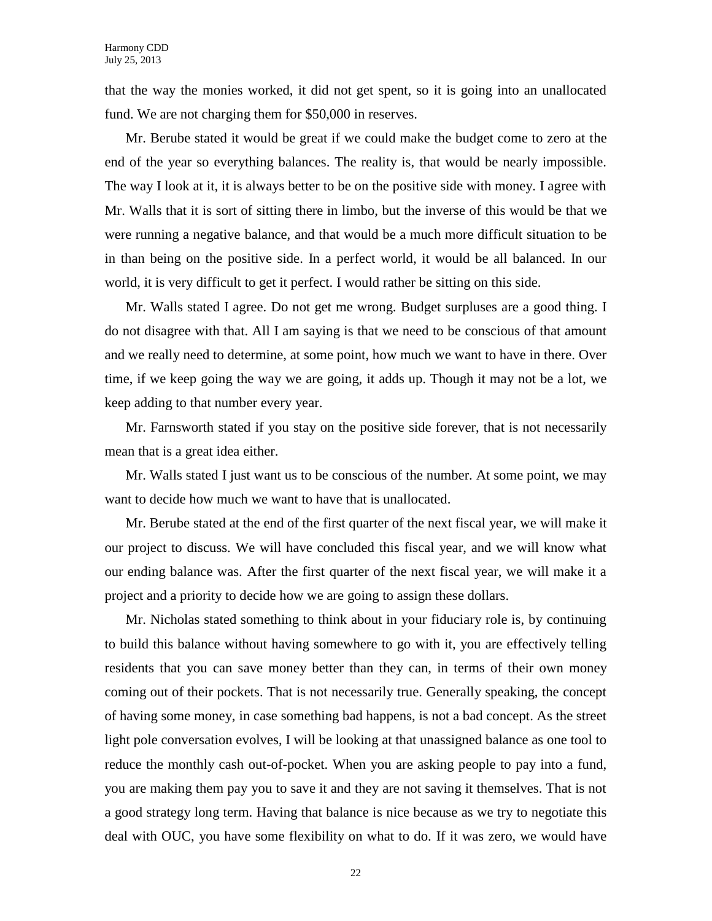that the way the monies worked, it did not get spent, so it is going into an unallocated fund. We are not charging them for $50,000 in reserves.

Mr. Berube stated it would be great if we could make the budget come to zero at the end of the year so everything balances. The reality is, that would be nearly impossible. The way I look at it, it is always better to be on the positive side with money. I agree with Mr. Walls that it is sort of sitting there in limbo, but the inverse of this would be that we were running a negative balance, and that would be a much more difficult situation to be in than being on the positive side. In a perfect world, it would be all balanced. In our world, it is very difficult to get it perfect. I would rather be sitting on this side.

Mr. Walls stated I agree. Do not get me wrong. Budget surpluses are a good thing. I do not disagree with that. All I am saying is that we need to be conscious of that amount and we really need to determine, at some point, how much we want to have in there. Over time, if we keep going the way we are going, it adds up. Though it may not be a lot, we keep adding to that number every year.

Mr. Farnsworth stated if you stay on the positive side forever, that is not necessarily mean that is a great idea either.

Mr. Walls stated I just want us to be conscious of the number. At some point, we may want to decide how much we want to have that is unallocated.

Mr. Berube stated at the end of the first quarter of the next fiscal year, we will make it our project to discuss. We will have concluded this fiscal year, and we will know what our ending balance was. After the first quarter of the next fiscal year, we will make it a project and a priority to decide how we are going to assign these dollars.

Mr. Nicholas stated something to think about in your fiduciary role is, by continuing to build this balance without having somewhere to go with it, you are effectively telling residents that you can save money better than they can, in terms of their own money coming out of their pockets. That is not necessarily true. Generally speaking, the concept of having some money, in case something bad happens, is not a bad concept. As the street light pole conversation evolves, I will be looking at that unassigned balance as one tool to reduce the monthly cash out-of-pocket. When you are asking people to pay into a fund, you are making them pay you to save it and they are not saving it themselves. That is not a good strategy long term. Having that balance is nice because as we try to negotiate this deal with OUC, you have some flexibility on what to do. If it was zero, we would have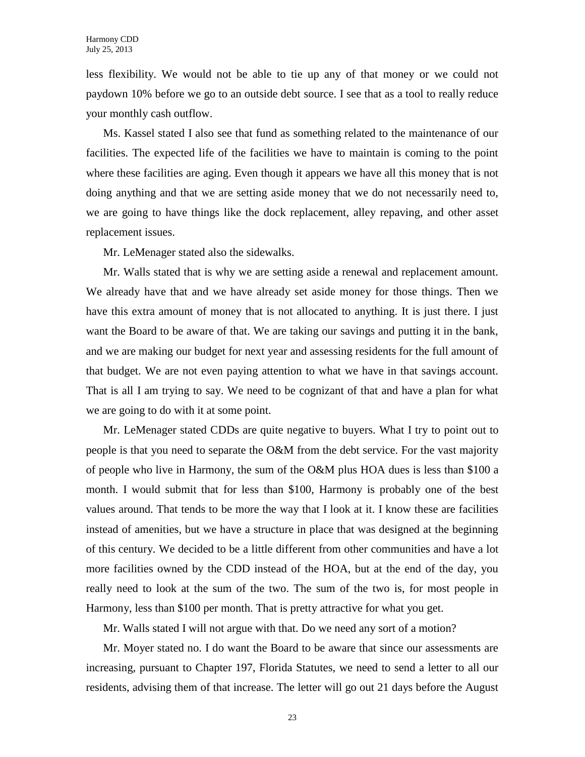less flexibility. We would not be able to tie up any of that money or we could not paydown 10% before we go to an outside debt source. I see that as a tool to really reduce your monthly cash outflow.

Ms. Kassel stated I also see that fund as something related to the maintenance of our facilities. The expected life of the facilities we have to maintain is coming to the point where these facilities are aging. Even though it appears we have all this money that is not doing anything and that we are setting aside money that we do not necessarily need to, we are going to have things like the dock replacement, alley repaving, and other asset replacement issues.

Mr. LeMenager stated also the sidewalks.

Mr. Walls stated that is why we are setting aside a renewal and replacement amount. We already have that and we have already set aside money for those things. Then we have this extra amount of money that is not allocated to anything. It is just there. I just want the Board to be aware of that. We are taking our savings and putting it in the bank, and we are making our budget for next year and assessing residents for the full amount of that budget. We are not even paying attention to what we have in that savings account. That is all I am trying to say. We need to be cognizant of that and have a plan for what we are going to do with it at some point.

Mr. LeMenager stated CDDs are quite negative to buyers. What I try to point out to people is that you need to separate the O&M from the debt service. For the vast majority of people who live in Harmony, the sum of the O&M plus HOA dues is less than $100 a month. I would submit that for less than $100, Harmony is probably one of the best values around. That tends to be more the way that I look at it. I know these are facilities instead of amenities, but we have a structure in place that was designed at the beginning of this century. We decided to be a little different from other communities and have a lot more facilities owned by the CDD instead of the HOA, but at the end of the day, you really need to look at the sum of the two. The sum of the two is, for most people in Harmony, less than $100 per month. That is pretty attractive for what you get.

Mr. Walls stated I will not argue with that. Do we need any sort of a motion?

Mr. Moyer stated no. I do want the Board to be aware that since our assessments are increasing, pursuant to Chapter 197, Florida Statutes, we need to send a letter to all our residents, advising them of that increase. The letter will go out 21 days before the August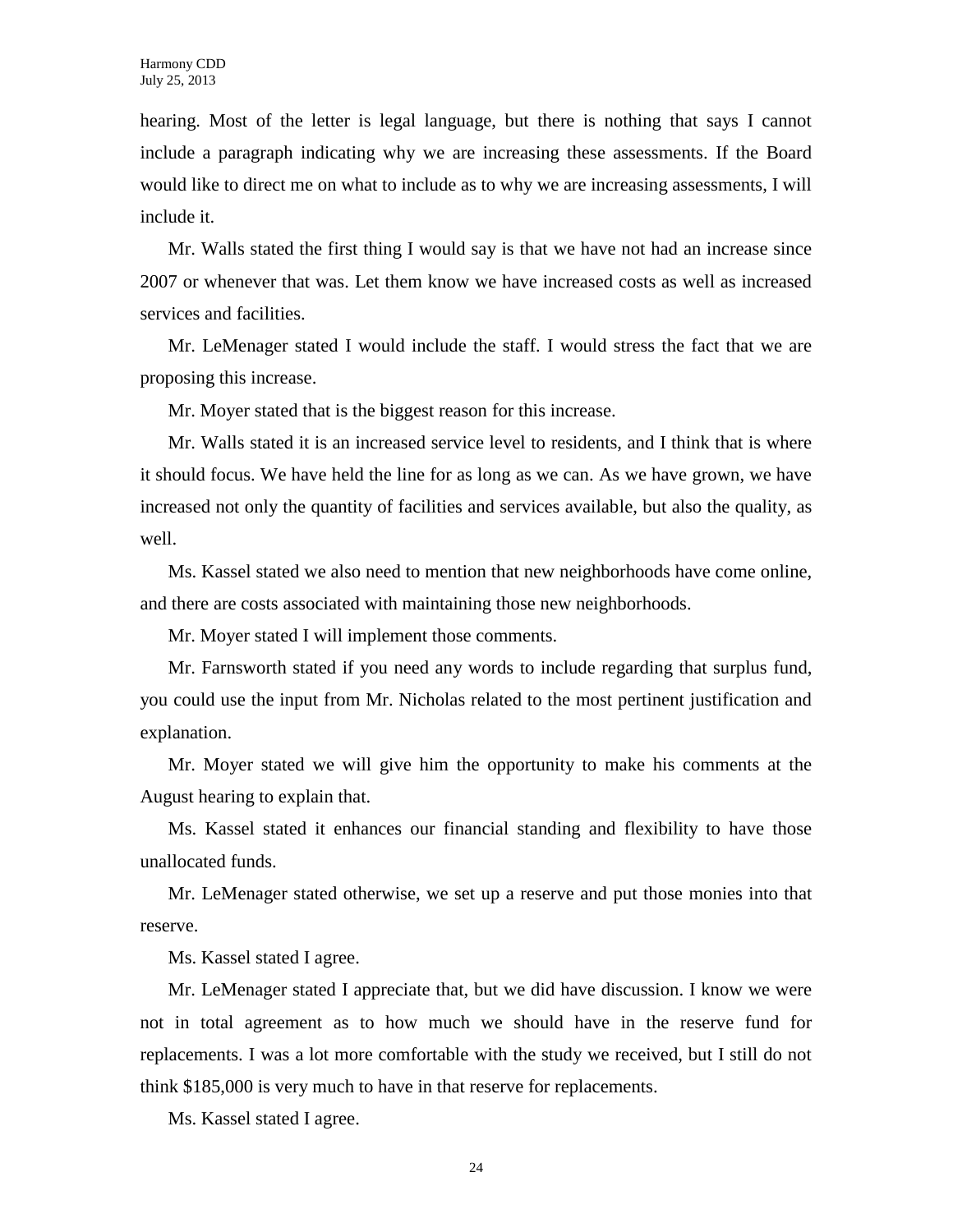hearing. Most of the letter is legal language, but there is nothing that says I cannot include a paragraph indicating why we are increasing these assessments. If the Board would like to direct me on what to include as to why we are increasing assessments, I will include it.

Mr. Walls stated the first thing I would say is that we have not had an increase since 2007 or whenever that was. Let them know we have increased costs as well as increased services and facilities.

Mr. LeMenager stated I would include the staff. I would stress the fact that we are proposing this increase.

Mr. Moyer stated that is the biggest reason for this increase.

Mr. Walls stated it is an increased service level to residents, and I think that is where it should focus. We have held the line for as long as we can. As we have grown, we have increased not only the quantity of facilities and services available, but also the quality, as well.

Ms. Kassel stated we also need to mention that new neighborhoods have come online, and there are costs associated with maintaining those new neighborhoods.

Mr. Moyer stated I will implement those comments.

Mr. Farnsworth stated if you need any words to include regarding that surplus fund, you could use the input from Mr. Nicholas related to the most pertinent justification and explanation.

Mr. Moyer stated we will give him the opportunity to make his comments at the August hearing to explain that.

Ms. Kassel stated it enhances our financial standing and flexibility to have those unallocated funds.

Mr. LeMenager stated otherwise, we set up a reserve and put those monies into that reserve.

Ms. Kassel stated I agree.

Mr. LeMenager stated I appreciate that, but we did have discussion. I know we were not in total agreement as to how much we should have in the reserve fund for replacements. I was a lot more comfortable with the study we received, but I still do not think $185,000 is very much to have in that reserve for replacements.

Ms. Kassel stated I agree.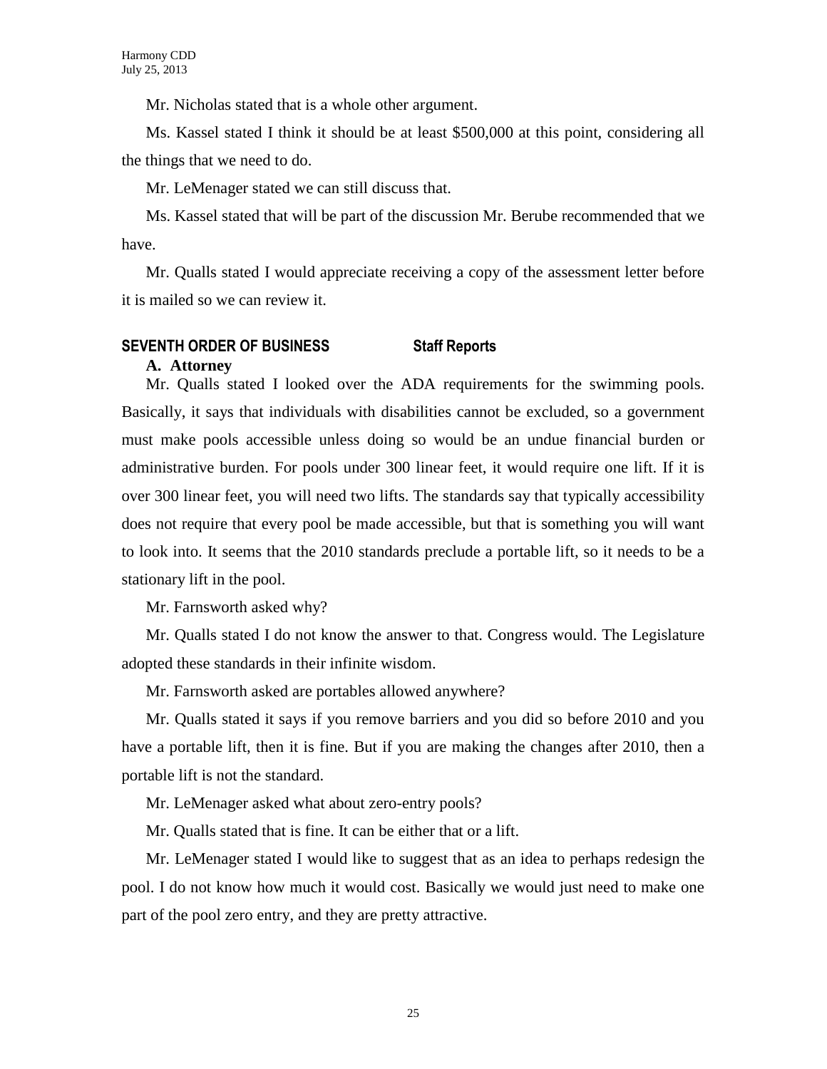Mr. Nicholas stated that is a whole other argument.

Ms. Kassel stated I think it should be at least $500,000 at this point, considering all the things that we need to do.

Mr. LeMenager stated we can still discuss that.

Ms. Kassel stated that will be part of the discussion Mr. Berube recommended that we have.

Mr. Qualls stated I would appreciate receiving a copy of the assessment letter before it is mailed so we can review it.

## SEVENTH ORDER OF BUSINESS Staff Reports

### A. Attorney

Mr. Qualls stated I looked over the ADA requirements for the swimming pools. Basically, it says that individuals with disabilities cannot be excluded, so a government must make pools accessible unless doing so would be an undue financial burden or administrative burden. For pools under 300 linear feet, it would require one lift. If it is over 300 linear feet, you will need two lifts. The standards say that typically accessibility does not require that every pool be made accessible, but that is something you will want to look into. It seems that the 2010 standards preclude a portable lift, so it needs to be a stationary lift in the pool.

Mr. Farnsworth asked why?

Mr. Qualls stated I do not know the answer to that. Congress would. The Legislature adopted these standards in their infinite wisdom.

Mr. Farnsworth asked are portables allowed anywhere?

Mr. Qualls stated it says if you remove barriers and you did so before 2010 and you have a portable lift, then it is fine. But if you are making the changes after 2010, then a portable lift is not the standard.

Mr. LeMenager asked what about zero-entry pools?

Mr. Qualls stated that is fine. It can be either that or a lift.

Mr. LeMenager stated I would like to suggest that as an idea to perhaps redesign the pool. I do not know how much it would cost. Basically we would just need to make one part of the pool zero entry, and they are pretty attractive.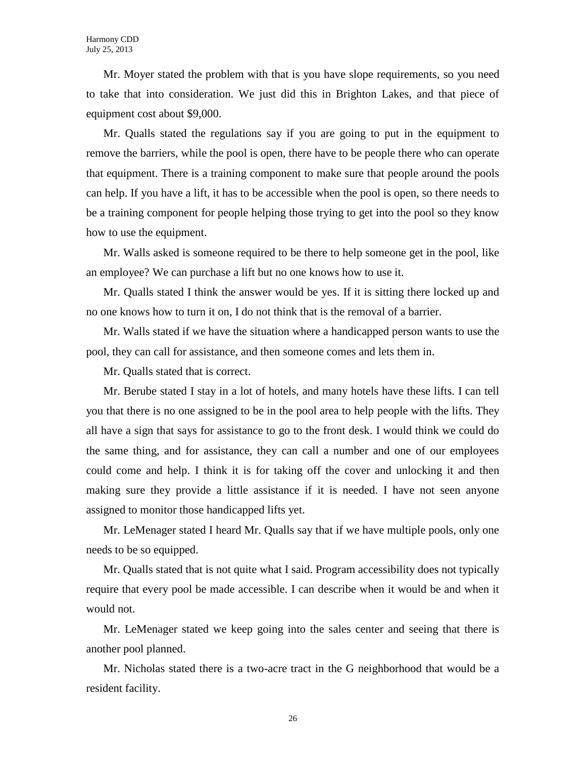Mr. Moyer stated the problem with that is you have slope requirements, so you need to take that into consideration. We just did this in Brighton Lakes, and that piece of equipment cost about $9,000.

Mr. Qualls stated the regulations say if you are going to put in the equipment to remove the barriers, while the pool is open, there have to be people there who can operate that equipment. There is a training component to make sure that people around the pools can help. If you have a lift, it has to be accessible when the pool is open, so there needs to be a training component for people helping those trying to get into the pool so they know how to use the equipment.

Mr. Walls asked is someone required to be there to help someone get in the pool, like an employee? We can purchase a lift but no one knows how to use it.

Mr. Qualls stated I think the answer would be yes. If it is sitting there locked up and no one knows how to turn it on, I do not think that is the removal of a barrier.

Mr. Walls stated if we have the situation where a handicapped person wants to use the pool, they can call for assistance, and then someone comes and lets them in.

Mr. Qualls stated that is correct.

Mr. Berube stated I stay in a lot of hotels, and many hotels have these lifts. I can tell you that there is no one assigned to be in the pool area to help people with the lifts. They all have a sign that says for assistance to go to the front desk. I would think we could do the same thing, and for assistance, they can call a number and one of our employees could come and help. I think it is for taking off the cover and unlocking it and then making sure they provide a little assistance if it is needed. I have not seen anyone assigned to monitor those handicapped lifts yet.

Mr. LeMenager stated I heard Mr. Qualls say that if we have multiple pools, only one needs to be so equipped.

Mr. Qualls stated that is not quite what I said. Program accessibility does not typically require that every pool be made accessible. I can describe when it would be and when it would not.

Mr. LeMenager stated we keep going into the sales center and seeing that there is another pool planned.

Mr. Nicholas stated there is a two-acre tract in the G neighborhood that would be a resident facility.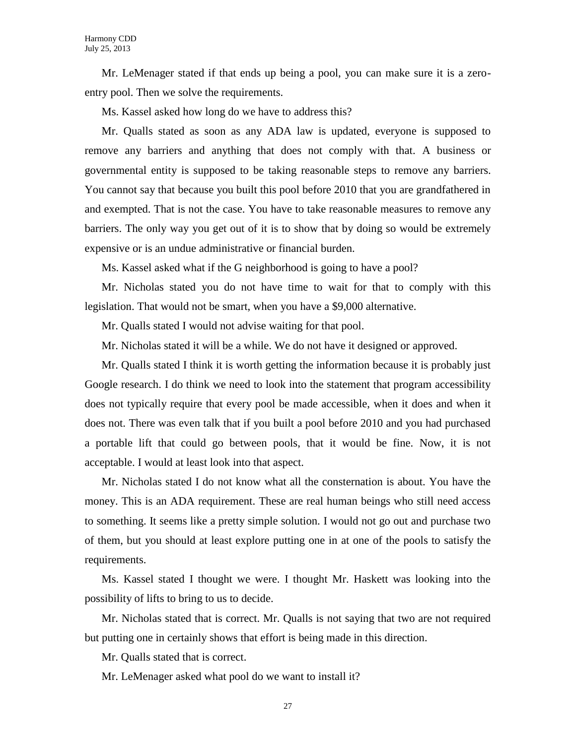Mr. LeMenager stated if that ends up being a pool, you can make sure it is a zero-entry pool. Then we solve the requirements.

Ms. Kassel asked how long do we have to address this?

Mr. Qualls stated as soon as any ADA law is updated, everyone is supposed to remove any barriers and anything that does not comply with that. A business or governmental entity is supposed to be taking reasonable steps to remove any barriers. You cannot say that because you built this pool before 2010 that you are grandfathered in and exempted. That is not the case. You have to take reasonable measures to remove any barriers. The only way you get out of it is to show that by doing so would be extremely expensive or is an undue administrative or financial burden.

Ms. Kassel asked what if the G neighborhood is going to have a pool?

Mr. Nicholas stated you do not have time to wait for that to comply with this legislation. That would not be smart, when you have a $9,000 alternative.

Mr. Qualls stated I would not advise waiting for that pool.

Mr. Nicholas stated it will be a while. We do not have it designed or approved.

Mr. Qualls stated I think it is worth getting the information because it is probably just Google research. I do think we need to look into the statement that program accessibility does not typically require that every pool be made accessible, when it does and when it does not. There was even talk that if you built a pool before 2010 and you had purchased a portable lift that could go between pools, that it would be fine. Now, it is not acceptable. I would at least look into that aspect.

Mr. Nicholas stated I do not know what all the consternation is about. You have the money. This is an ADA requirement. These are real human beings who still need access to something. It seems like a pretty simple solution. I would not go out and purchase two of them, but you should at least explore putting one in at one of the pools to satisfy the requirements.

Ms. Kassel stated I thought we were. I thought Mr. Haskett was looking into the possibility of lifts to bring to us to decide.

Mr. Nicholas stated that is correct. Mr. Qualls is not saying that two are not required but putting one in certainly shows that effort is being made in this direction.

Mr. Qualls stated that is correct.

Mr. LeMenager asked what pool do we want to install it?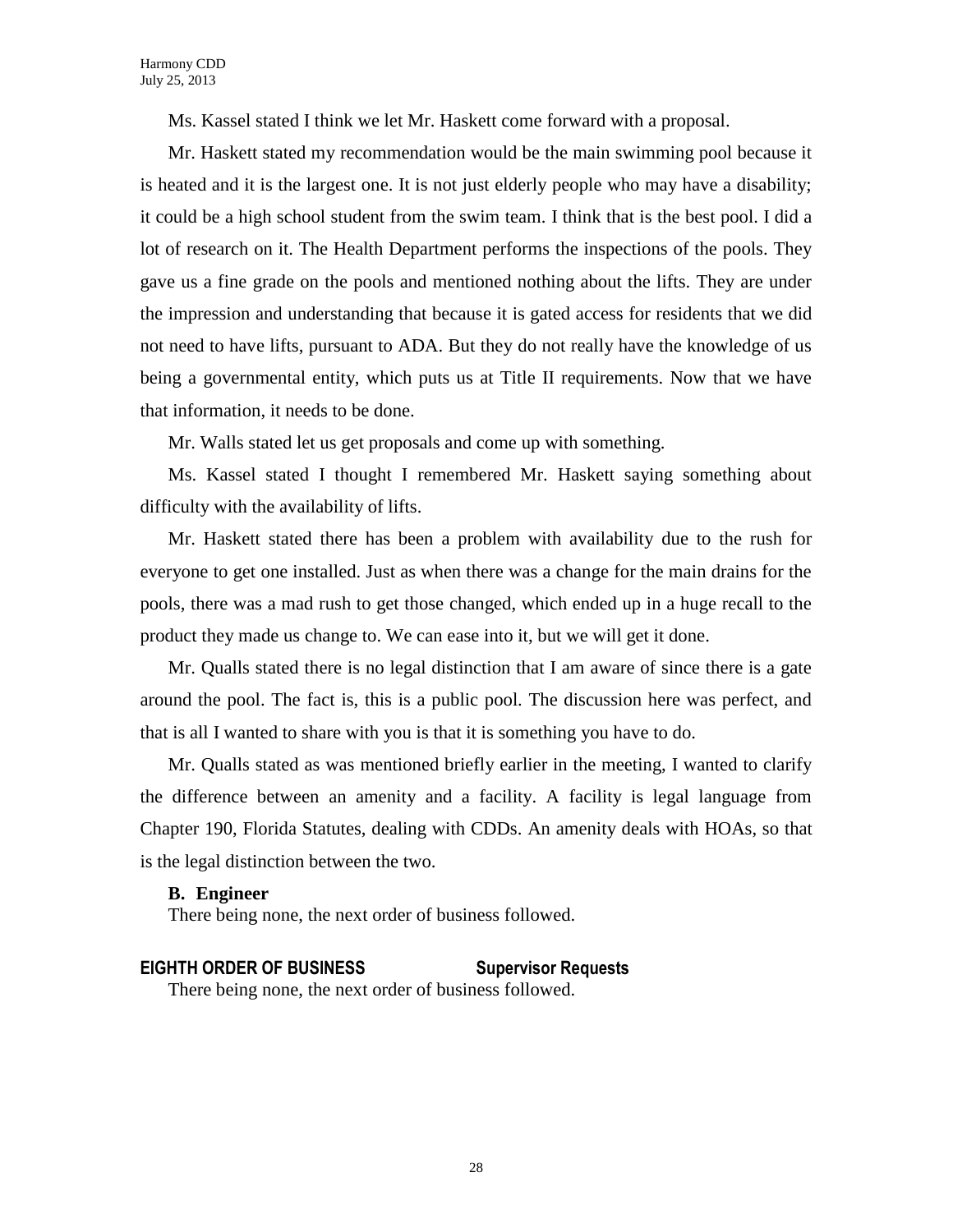Ms. Kassel stated I think we let Mr. Haskett come forward with a proposal.

Mr. Haskett stated my recommendation would be the main swimming pool because it is heated and it is the largest one. It is not just elderly people who may have a disability; it could be a high school student from the swim team. I think that is the best pool. I did a lot of research on it. The Health Department performs the inspections of the pools. They gave us a fine grade on the pools and mentioned nothing about the lifts. They are under the impression and understanding that because it is gated access for residents that we did not need to have lifts, pursuant to ADA. But they do not really have the knowledge of us being a governmental entity, which puts us at Title II requirements. Now that we have that information, it needs to be done.

Mr. Walls stated let us get proposals and come up with something.

Ms. Kassel stated I thought I remembered Mr. Haskett saying something about difficulty with the availability of lifts.

Mr. Haskett stated there has been a problem with availability due to the rush for everyone to get one installed. Just as when there was a change for the main drains for the pools, there was a mad rush to get those changed, which ended up in a huge recall to the product they made us change to. We can ease into it, but we will get it done.

Mr. Qualls stated there is no legal distinction that I am aware of since there is a gate around the pool. The fact is, this is a public pool. The discussion here was perfect, and that is all I wanted to share with you is that it is something you have to do.

Mr. Qualls stated as was mentioned briefly earlier in the meeting, I wanted to clarify the difference between an amenity and a facility. A facility is legal language from Chapter 190, Florida Statutes, dealing with CDDs. An amenity deals with HOAs, so that is the legal distinction between the two.

**B. Engineer**

There being none, the next order of business followed.

## EIGHTH ORDER OF BUSINESS Supervisor Requests

There being none, the next order of business followed.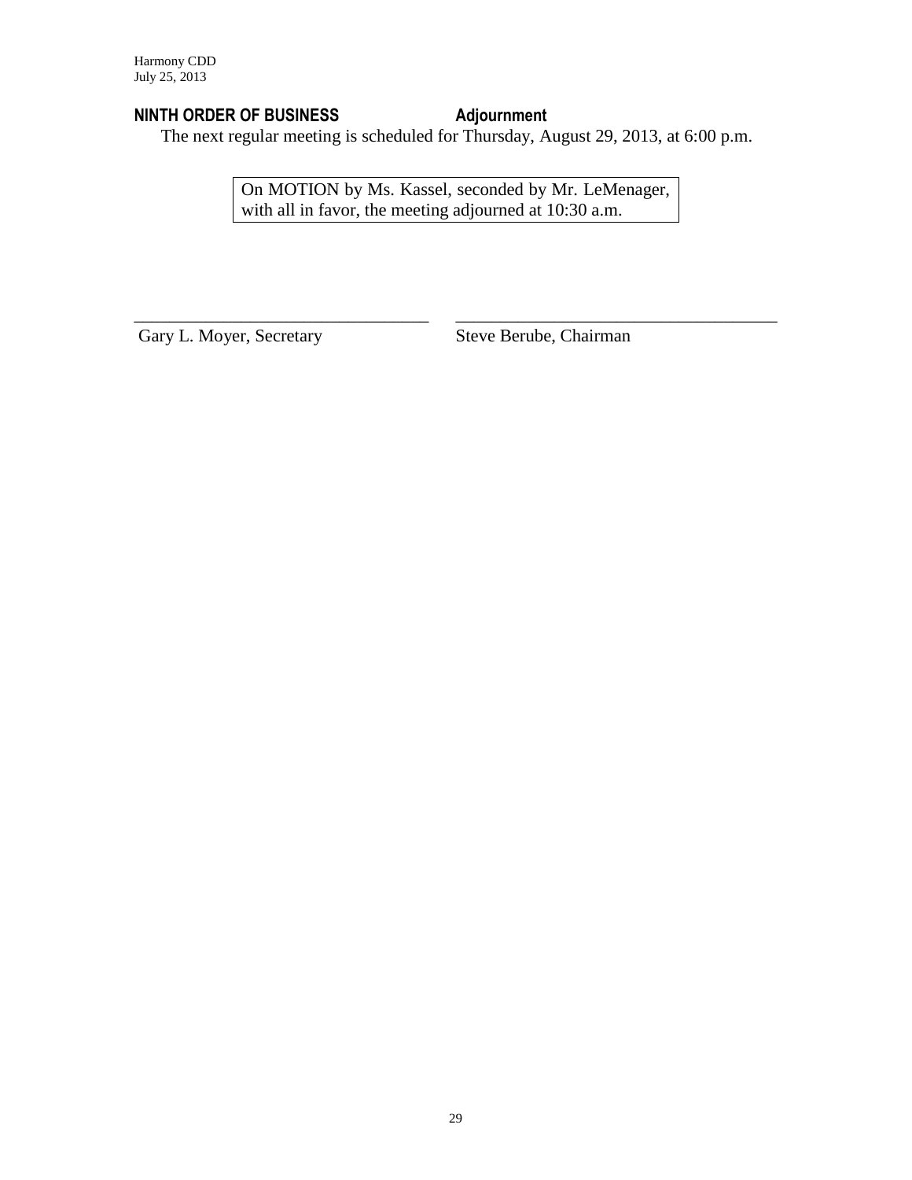**NINTH ORDER OF BUSINESS** **Adjournment**

The next regular meeting is scheduled for Thursday, August 29, 2013, at 6:00 p.m.

> On MOTION by Ms. Kassel, seconded by Mr. LeMenager, with all in favor, the meeting adjourned at 10:30 a.m.

| | |
|---|---|
| ________________________________ | ________________________________ |
| Gary L. Moyer, Secretary | Steve Berube, Chairman |